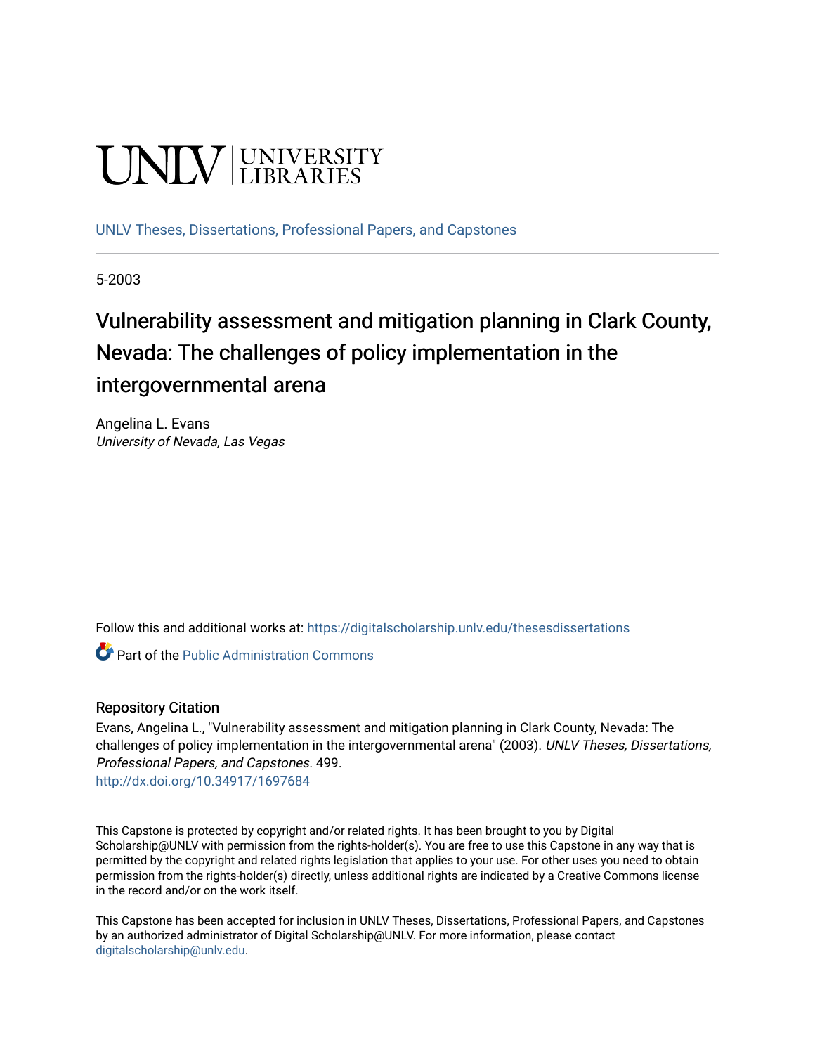UNLV | UNIVERSITY LIBRARIES

UNLV Theses, Dissertations, Professional Papers, and Capstones

5-2003

# Vulnerability assessment and mitigation planning in Clark County, Nevada: The challenges of policy implementation in the intergovernmental arena

Angelina L. Evans
*University of Nevada, Las Vegas*

Follow this and additional works at: https://digitalscholarship.unlv.edu/thesesdissertations

Part of the Public Administration Commons

## Repository Citation

Evans, Angelina L., "Vulnerability assessment and mitigation planning in Clark County, Nevada: The challenges of policy implementation in the intergovernmental arena" (2003). *UNLV Theses, Dissertations, Professional Papers, and Capstones*. 499.
http://dx.doi.org/10.34917/1697684

This Capstone is protected by copyright and/or related rights. It has been brought to you by Digital Scholarship@UNLV with permission from the rights-holder(s). You are free to use this Capstone in any way that is permitted by the copyright and related rights legislation that applies to your use. For other uses you need to obtain permission from the rights-holder(s) directly, unless additional rights are indicated by a Creative Commons license in the record and/or on the work itself.

This Capstone has been accepted for inclusion in UNLV Theses, Dissertations, Professional Papers, and Capstones by an authorized administrator of Digital Scholarship@UNLV. For more information, please contact digitalscholarship@unlv.edu.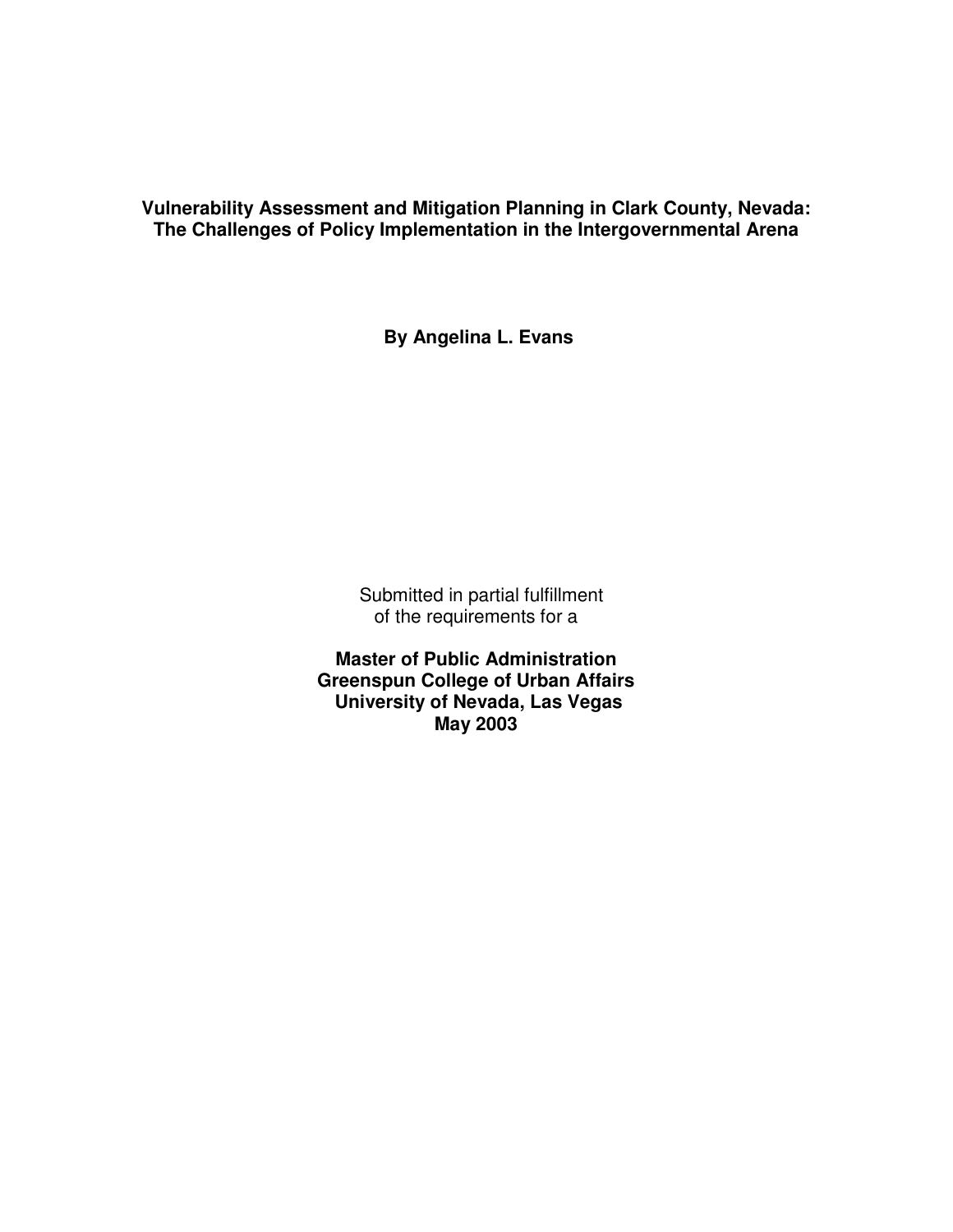# Vulnerability Assessment and Mitigation Planning in Clark County, Nevada: The Challenges of Policy Implementation in the Intergovernmental Arena

**By Angelina L. Evans**

Submitted in partial fulfillment of the requirements for a

**Master of Public Administration**
**Greenspun College of Urban Affairs**
**University of Nevada, Las Vegas**
**May 2003**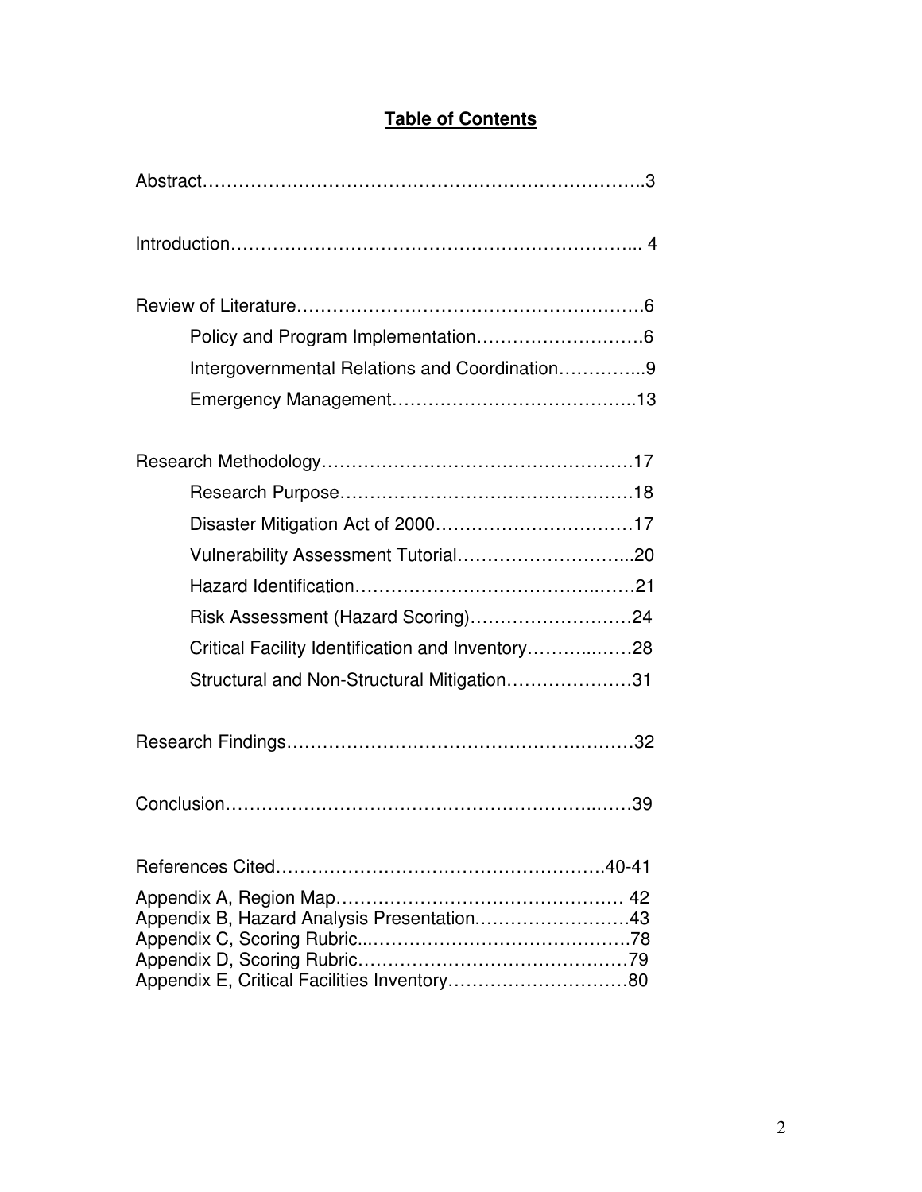## Table of Contents

Abstract……………………………………………………………………..3

Introduction……………………………………………………………... 4

Review of Literature………………………………………………….6

- Policy and Program Implementation……………………….6
- Intergovernmental Relations and Coordination…………...9
- Emergency Management…………………………………..13

Research Methodology…………………………………………….17

- Research Purpose………………………………………….18
- Disaster Mitigation Act of 2000……………………………17
- Vulnerability Assessment Tutorial………………………...20
- Hazard Identification……………………………….……21
- Risk Assessment (Hazard Scoring)……………………….24
- Critical Facility Identification and Inventory………..……28
- Structural and Non-Structural Mitigation…………………31

Research Findings……………………………………….………32

Conclusion…………………………………………………..……39

References Cited……………………………………………….40-41

Appendix A, Region Map………………………………………… 42
Appendix B, Hazard Analysis Presentation.……………………43
Appendix C, Scoring Rubric..……………………………………78
Appendix D, Scoring Rubric………………………………….…79
Appendix E, Critical Facilities Inventory…………………………80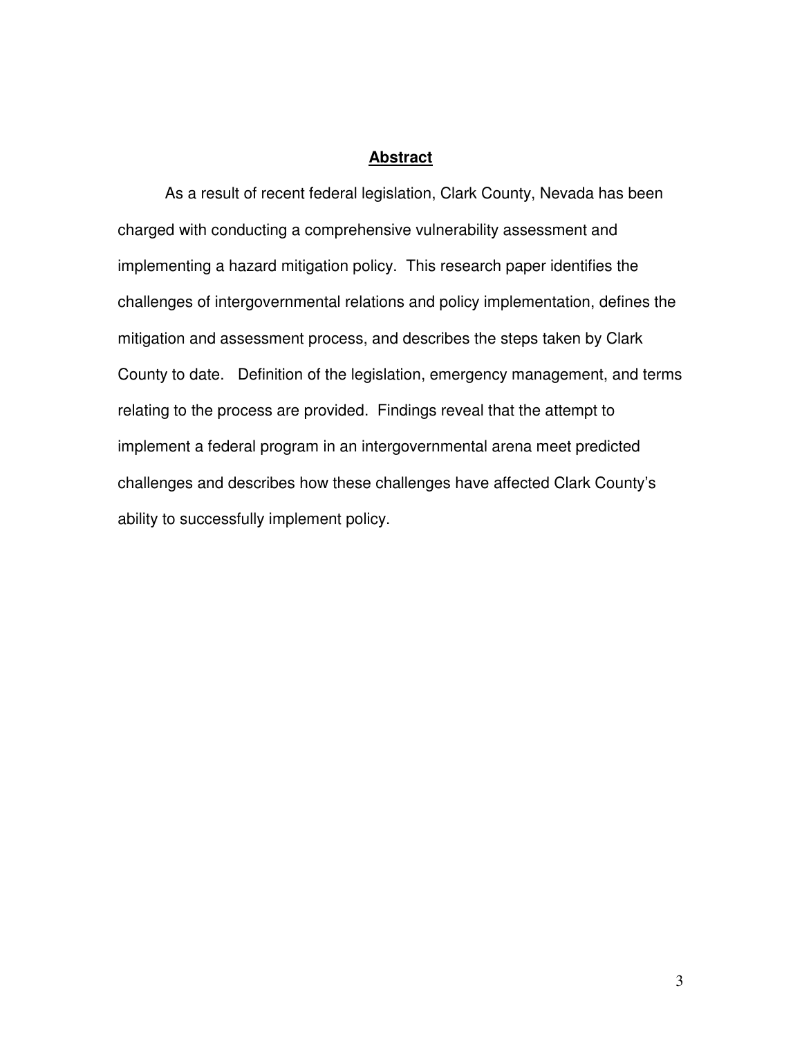## Abstract

As a result of recent federal legislation, Clark County, Nevada has been charged with conducting a comprehensive vulnerability assessment and implementing a hazard mitigation policy. This research paper identifies the challenges of intergovernmental relations and policy implementation, defines the mitigation and assessment process, and describes the steps taken by Clark County to date. Definition of the legislation, emergency management, and terms relating to the process are provided. Findings reveal that the attempt to implement a federal program in an intergovernmental arena meet predicted challenges and describes how these challenges have affected Clark County's ability to successfully implement policy.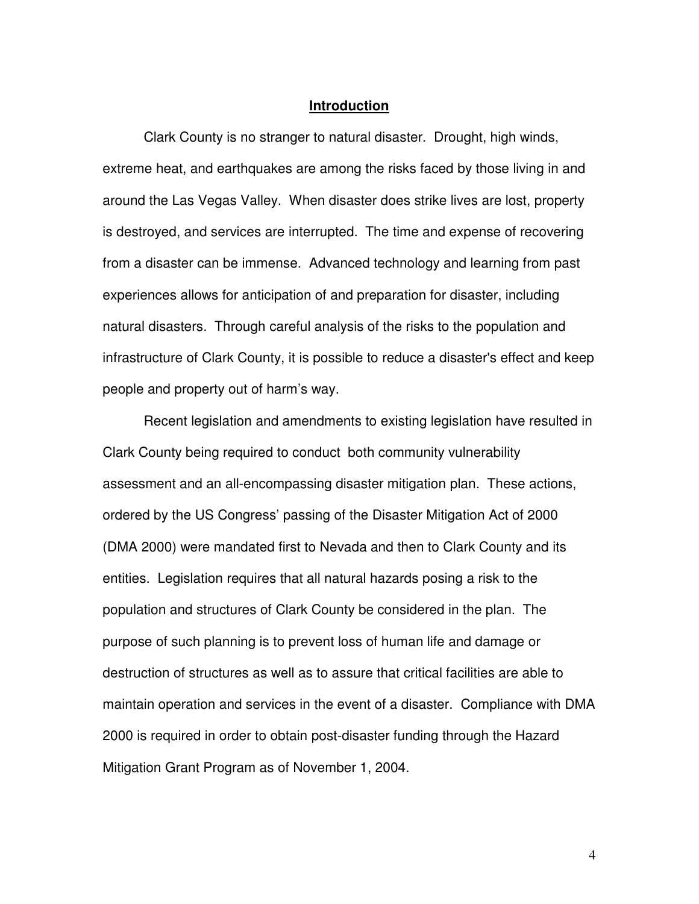# Introduction

Clark County is no stranger to natural disaster. Drought, high winds, extreme heat, and earthquakes are among the risks faced by those living in and around the Las Vegas Valley. When disaster does strike lives are lost, property is destroyed, and services are interrupted. The time and expense of recovering from a disaster can be immense. Advanced technology and learning from past experiences allows for anticipation of and preparation for disaster, including natural disasters. Through careful analysis of the risks to the population and infrastructure of Clark County, it is possible to reduce a disaster's effect and keep people and property out of harm's way.

Recent legislation and amendments to existing legislation have resulted in Clark County being required to conduct both community vulnerability assessment and an all-encompassing disaster mitigation plan. These actions, ordered by the US Congress' passing of the Disaster Mitigation Act of 2000 (DMA 2000) were mandated first to Nevada and then to Clark County and its entities. Legislation requires that all natural hazards posing a risk to the population and structures of Clark County be considered in the plan. The purpose of such planning is to prevent loss of human life and damage or destruction of structures as well as to assure that critical facilities are able to maintain operation and services in the event of a disaster. Compliance with DMA 2000 is required in order to obtain post-disaster funding through the Hazard Mitigation Grant Program as of November 1, 2004.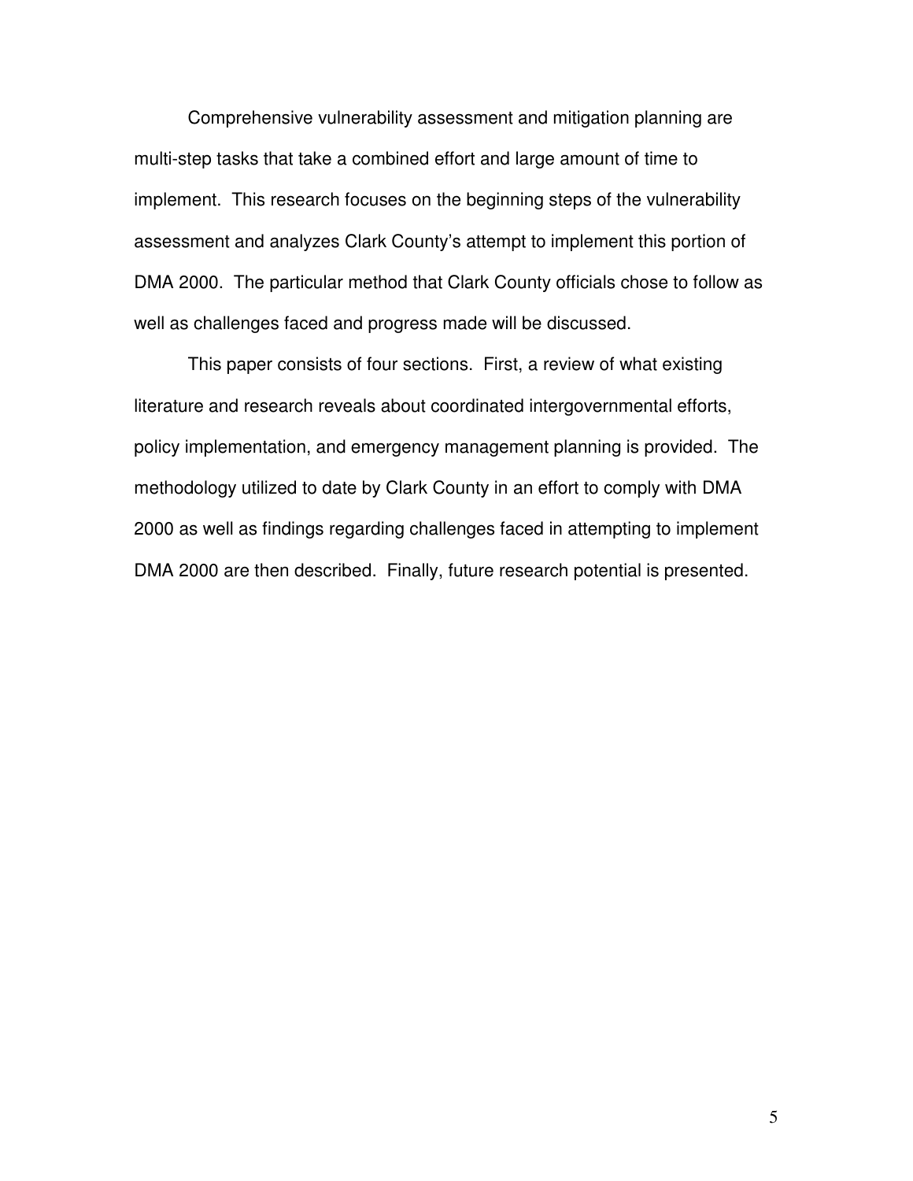Comprehensive vulnerability assessment and mitigation planning are multi-step tasks that take a combined effort and large amount of time to implement. This research focuses on the beginning steps of the vulnerability assessment and analyzes Clark County's attempt to implement this portion of DMA 2000. The particular method that Clark County officials chose to follow as well as challenges faced and progress made will be discussed.

This paper consists of four sections. First, a review of what existing literature and research reveals about coordinated intergovernmental efforts, policy implementation, and emergency management planning is provided. The methodology utilized to date by Clark County in an effort to comply with DMA 2000 as well as findings regarding challenges faced in attempting to implement DMA 2000 are then described. Finally, future research potential is presented.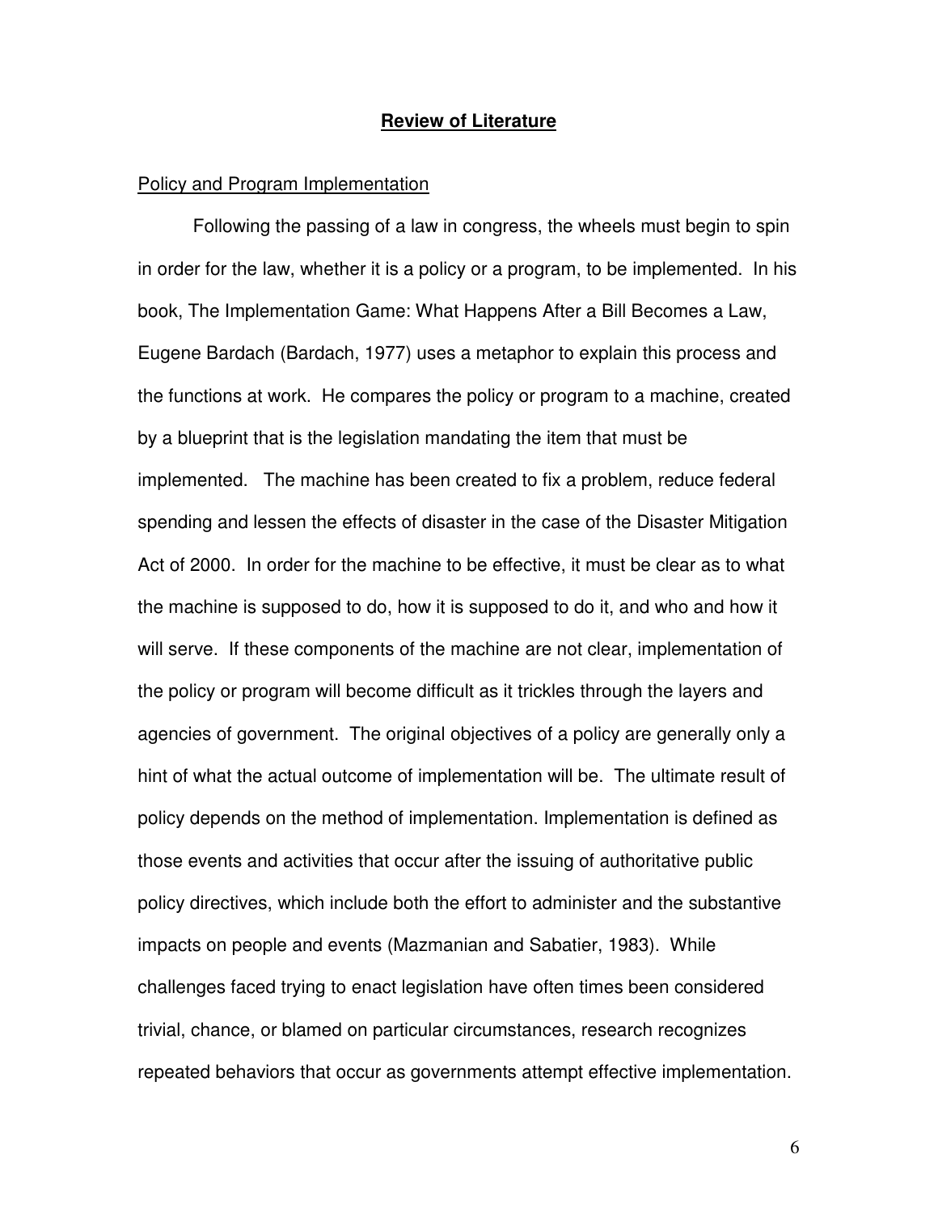## Review of Literature

### Policy and Program Implementation

Following the passing of a law in congress, the wheels must begin to spin in order for the law, whether it is a policy or a program, to be implemented. In his book, The Implementation Game: What Happens After a Bill Becomes a Law, Eugene Bardach (Bardach, 1977) uses a metaphor to explain this process and the functions at work. He compares the policy or program to a machine, created by a blueprint that is the legislation mandating the item that must be implemented. The machine has been created to fix a problem, reduce federal spending and lessen the effects of disaster in the case of the Disaster Mitigation Act of 2000. In order for the machine to be effective, it must be clear as to what the machine is supposed to do, how it is supposed to do it, and who and how it will serve. If these components of the machine are not clear, implementation of the policy or program will become difficult as it trickles through the layers and agencies of government. The original objectives of a policy are generally only a hint of what the actual outcome of implementation will be. The ultimate result of policy depends on the method of implementation. Implementation is defined as those events and activities that occur after the issuing of authoritative public policy directives, which include both the effort to administer and the substantive impacts on people and events (Mazmanian and Sabatier, 1983). While challenges faced trying to enact legislation have often times been considered trivial, chance, or blamed on particular circumstances, research recognizes repeated behaviors that occur as governments attempt effective implementation.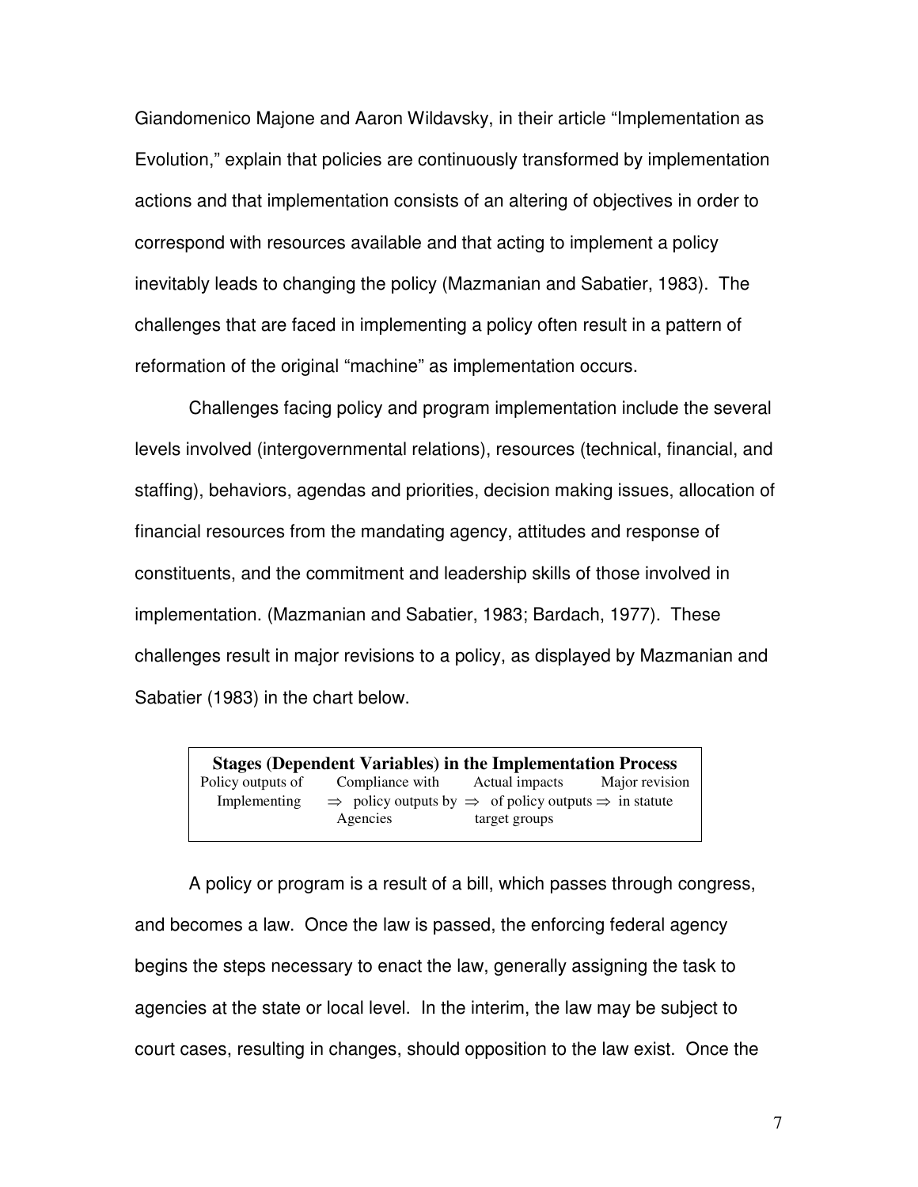Giandomenico Majone and Aaron Wildavsky, in their article "Implementation as Evolution," explain that policies are continuously transformed by implementation actions and that implementation consists of an altering of objectives in order to correspond with resources available and that acting to implement a policy inevitably leads to changing the policy (Mazmanian and Sabatier, 1983). The challenges that are faced in implementing a policy often result in a pattern of reformation of the original "machine" as implementation occurs.

Challenges facing policy and program implementation include the several levels involved (intergovernmental relations), resources (technical, financial, and staffing), behaviors, agendas and priorities, decision making issues, allocation of financial resources from the mandating agency, attitudes and response of constituents, and the commitment and leadership skills of those involved in implementation. (Mazmanian and Sabatier, 1983; Bardach, 1977). These challenges result in major revisions to a policy, as displayed by Mazmanian and Sabatier (1983) in the chart below.

| **Stages (Dependent Variables) in the Implementation Process** | | | | | | |
|---|---|---|---|---|---|---|
| Policy outputs of Implementing Agencies | ⇒ | Compliance with policy outputs by target groups | ⇒ | Actual impacts of policy outputs | ⇒ | Major revision in statute |

A policy or program is a result of a bill, which passes through congress, and becomes a law. Once the law is passed, the enforcing federal agency begins the steps necessary to enact the law, generally assigning the task to agencies at the state or local level. In the interim, the law may be subject to court cases, resulting in changes, should opposition to the law exist. Once the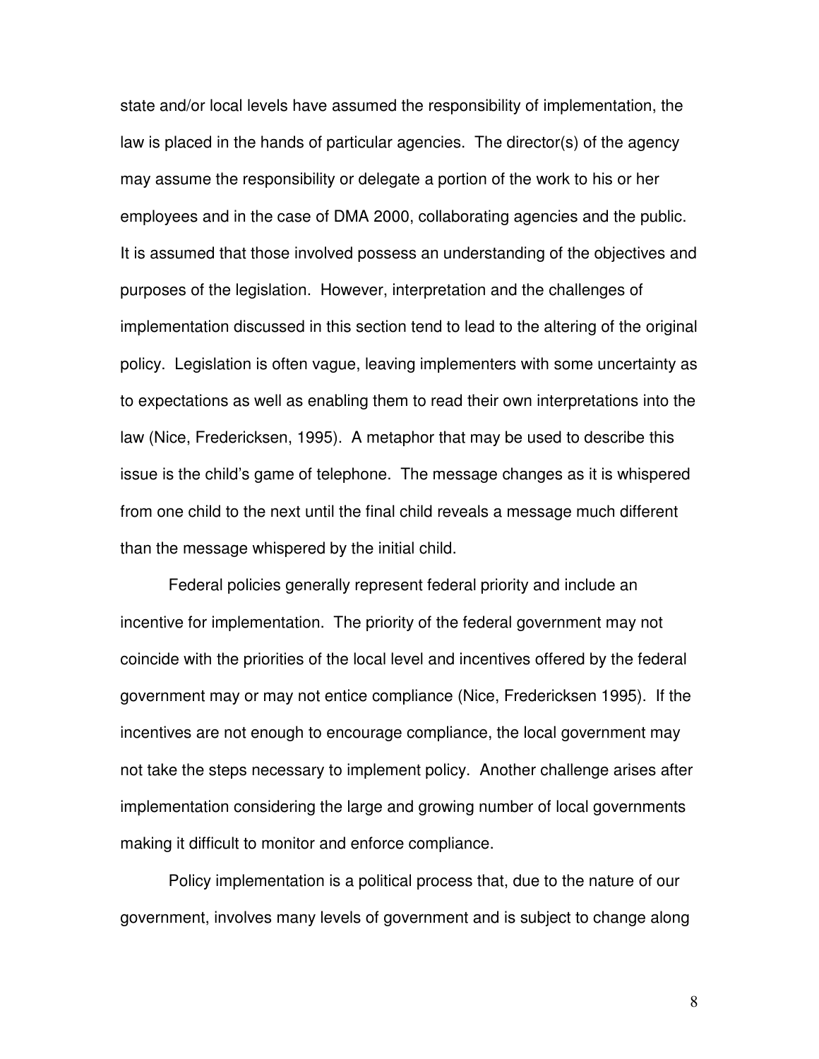state and/or local levels have assumed the responsibility of implementation, the law is placed in the hands of particular agencies. The director(s) of the agency may assume the responsibility or delegate a portion of the work to his or her employees and in the case of DMA 2000, collaborating agencies and the public. It is assumed that those involved possess an understanding of the objectives and purposes of the legislation. However, interpretation and the challenges of implementation discussed in this section tend to lead to the altering of the original policy. Legislation is often vague, leaving implementers with some uncertainty as to expectations as well as enabling them to read their own interpretations into the law (Nice, Fredericksen, 1995). A metaphor that may be used to describe this issue is the child's game of telephone. The message changes as it is whispered from one child to the next until the final child reveals a message much different than the message whispered by the initial child.

Federal policies generally represent federal priority and include an incentive for implementation. The priority of the federal government may not coincide with the priorities of the local level and incentives offered by the federal government may or may not entice compliance (Nice, Fredericksen 1995). If the incentives are not enough to encourage compliance, the local government may not take the steps necessary to implement policy. Another challenge arises after implementation considering the large and growing number of local governments making it difficult to monitor and enforce compliance.

Policy implementation is a political process that, due to the nature of our government, involves many levels of government and is subject to change along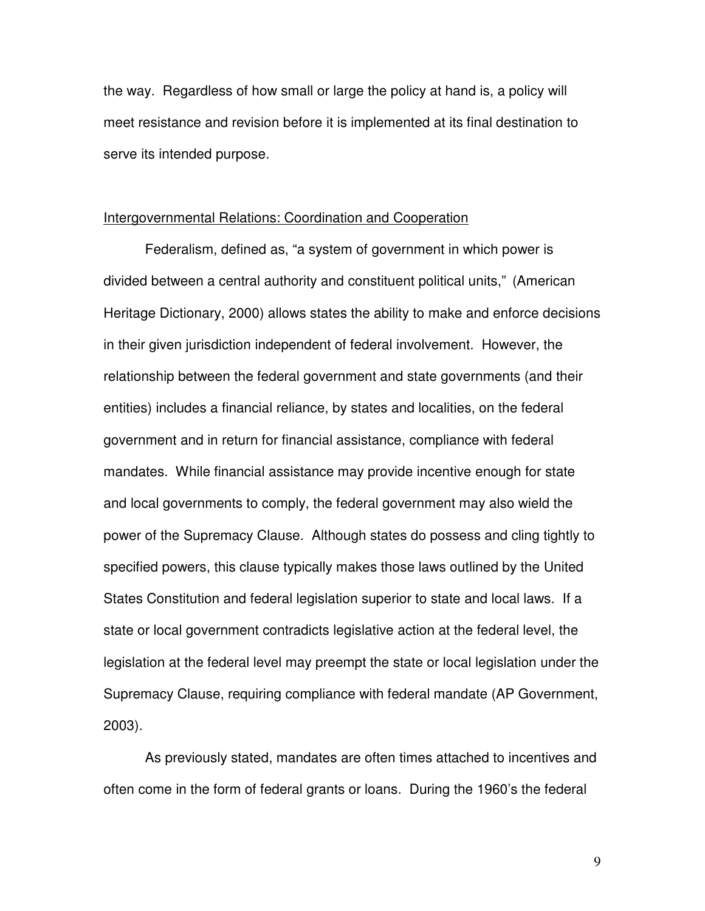the way. Regardless of how small or large the policy at hand is, a policy will meet resistance and revision before it is implemented at its final destination to serve its intended purpose.

Intergovernmental Relations: Coordination and Cooperation

Federalism, defined as, "a system of government in which power is divided between a central authority and constituent political units," (American Heritage Dictionary, 2000) allows states the ability to make and enforce decisions in their given jurisdiction independent of federal involvement. However, the relationship between the federal government and state governments (and their entities) includes a financial reliance, by states and localities, on the federal government and in return for financial assistance, compliance with federal mandates. While financial assistance may provide incentive enough for state and local governments to comply, the federal government may also wield the power of the Supremacy Clause. Although states do possess and cling tightly to specified powers, this clause typically makes those laws outlined by the United States Constitution and federal legislation superior to state and local laws. If a state or local government contradicts legislative action at the federal level, the legislation at the federal level may preempt the state or local legislation under the Supremacy Clause, requiring compliance with federal mandate (AP Government, 2003).

As previously stated, mandates are often times attached to incentives and often come in the form of federal grants or loans. During the 1960's the federal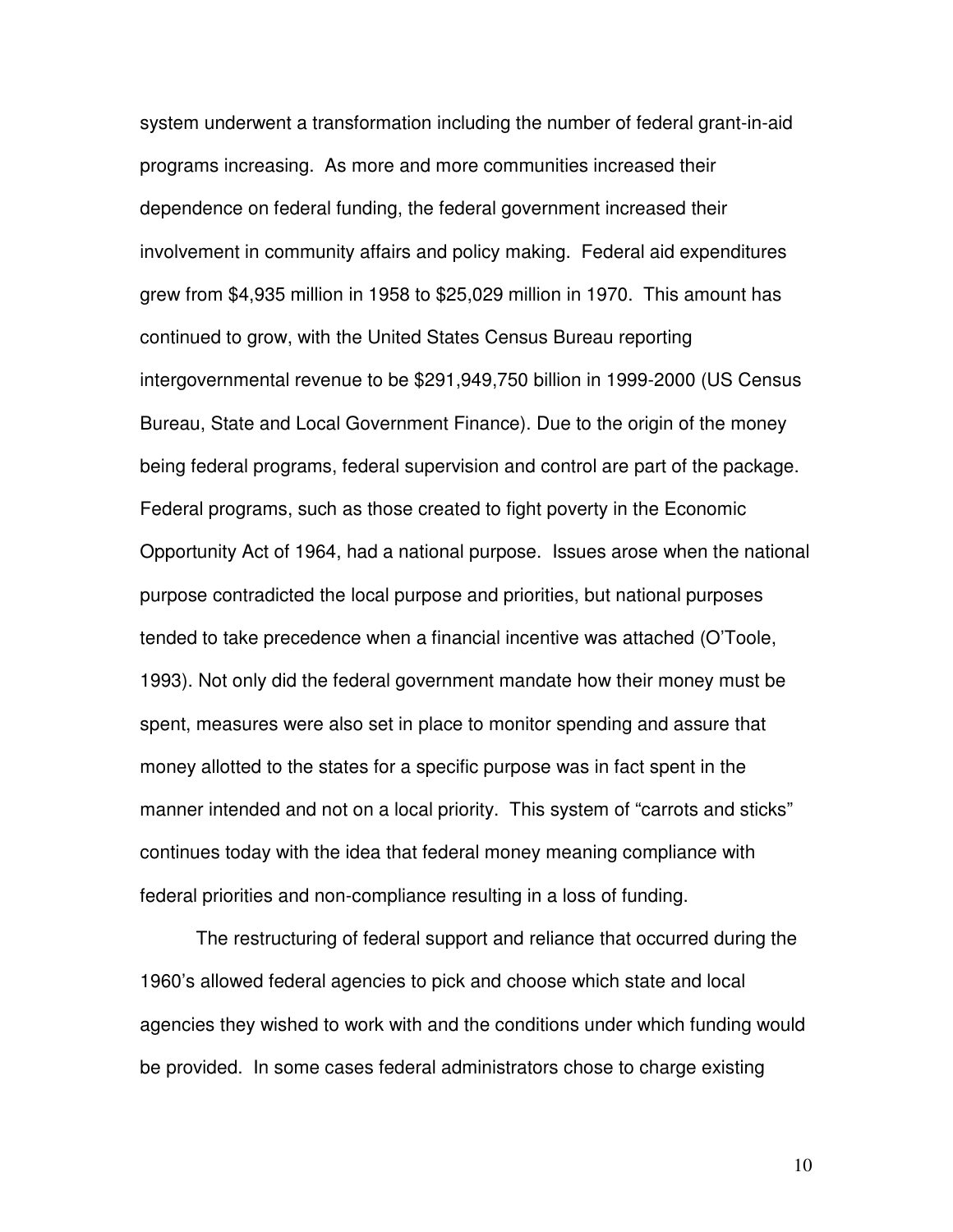system underwent a transformation including the number of federal grant-in-aid programs increasing. As more and more communities increased their dependence on federal funding, the federal government increased their involvement in community affairs and policy making. Federal aid expenditures grew from $4,935 million in 1958 to $25,029 million in 1970. This amount has continued to grow, with the United States Census Bureau reporting intergovernmental revenue to be $291,949,750 billion in 1999-2000 (US Census Bureau, State and Local Government Finance). Due to the origin of the money being federal programs, federal supervision and control are part of the package. Federal programs, such as those created to fight poverty in the Economic Opportunity Act of 1964, had a national purpose. Issues arose when the national purpose contradicted the local purpose and priorities, but national purposes tended to take precedence when a financial incentive was attached (O'Toole, 1993). Not only did the federal government mandate how their money must be spent, measures were also set in place to monitor spending and assure that money allotted to the states for a specific purpose was in fact spent in the manner intended and not on a local priority. This system of "carrots and sticks" continues today with the idea that federal money meaning compliance with federal priorities and non-compliance resulting in a loss of funding.

The restructuring of federal support and reliance that occurred during the 1960's allowed federal agencies to pick and choose which state and local agencies they wished to work with and the conditions under which funding would be provided. In some cases federal administrators chose to charge existing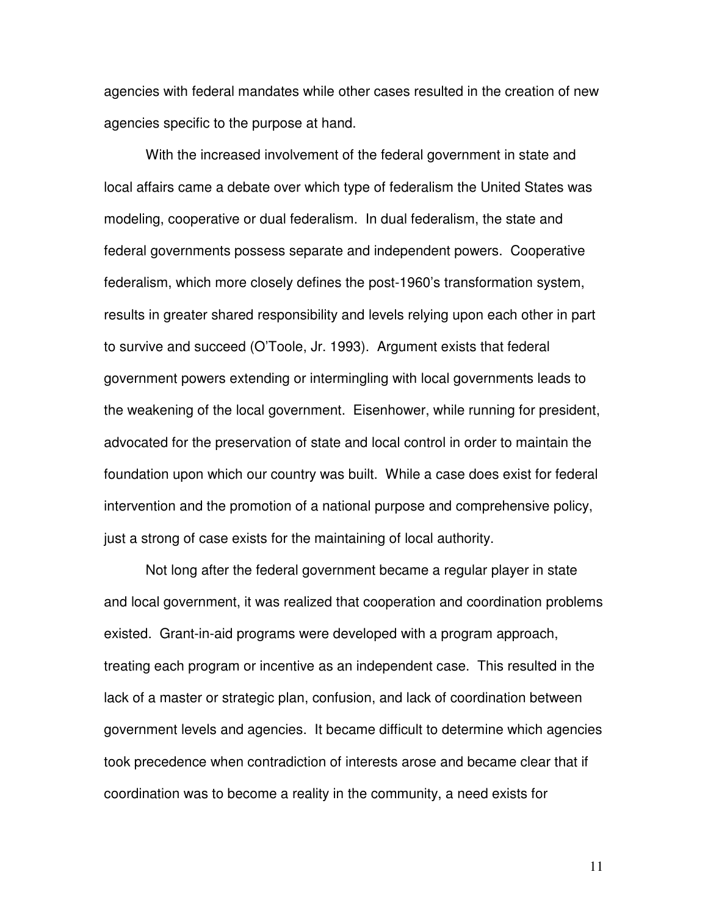agencies with federal mandates while other cases resulted in the creation of new agencies specific to the purpose at hand.

With the increased involvement of the federal government in state and local affairs came a debate over which type of federalism the United States was modeling, cooperative or dual federalism. In dual federalism, the state and federal governments possess separate and independent powers. Cooperative federalism, which more closely defines the post-1960's transformation system, results in greater shared responsibility and levels relying upon each other in part to survive and succeed (O'Toole, Jr. 1993). Argument exists that federal government powers extending or intermingling with local governments leads to the weakening of the local government. Eisenhower, while running for president, advocated for the preservation of state and local control in order to maintain the foundation upon which our country was built. While a case does exist for federal intervention and the promotion of a national purpose and comprehensive policy, just a strong of case exists for the maintaining of local authority.

Not long after the federal government became a regular player in state and local government, it was realized that cooperation and coordination problems existed. Grant-in-aid programs were developed with a program approach, treating each program or incentive as an independent case. This resulted in the lack of a master or strategic plan, confusion, and lack of coordination between government levels and agencies. It became difficult to determine which agencies took precedence when contradiction of interests arose and became clear that if coordination was to become a reality in the community, a need exists for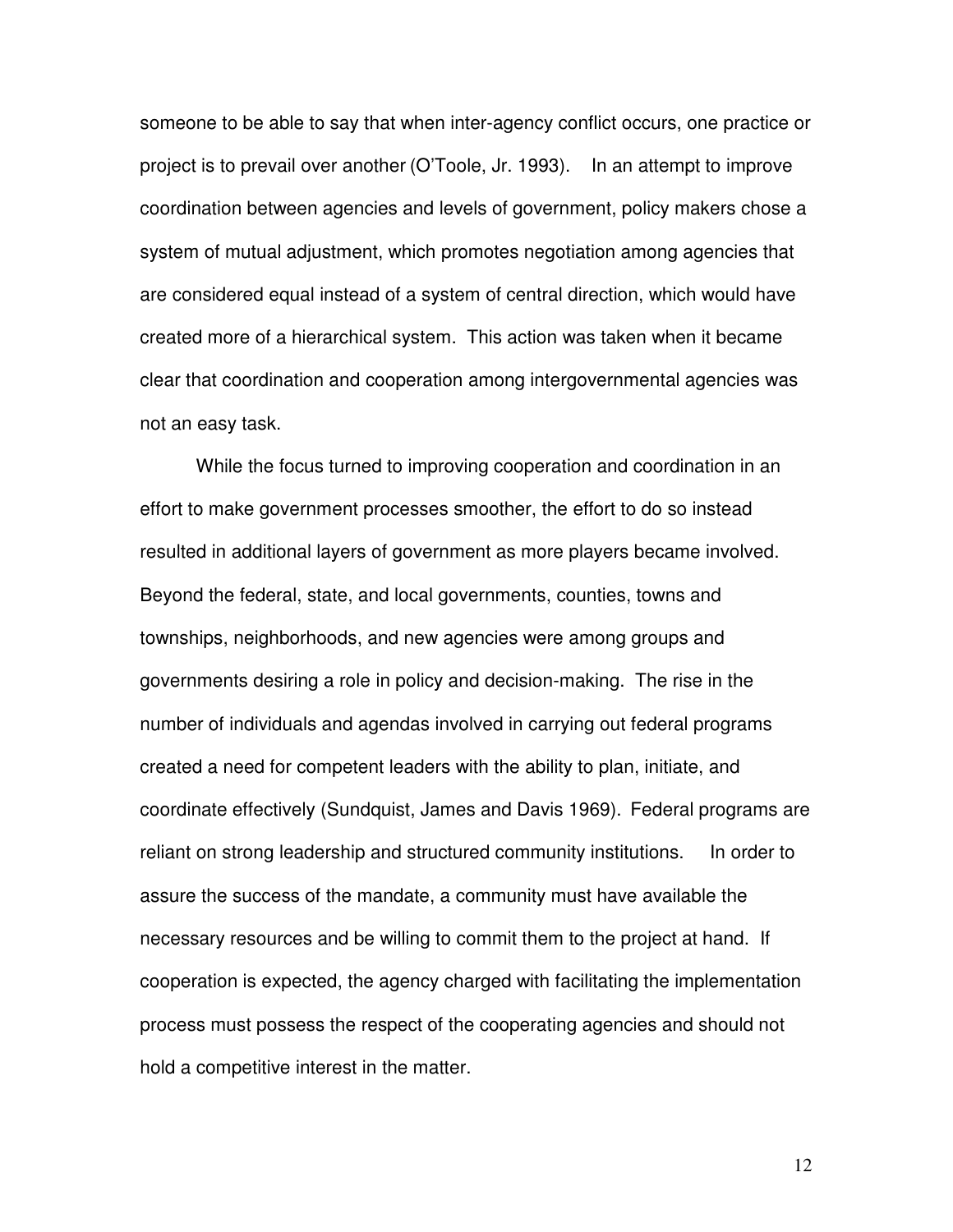someone to be able to say that when inter-agency conflict occurs, one practice or project is to prevail over another (O'Toole, Jr. 1993). In an attempt to improve coordination between agencies and levels of government, policy makers chose a system of mutual adjustment, which promotes negotiation among agencies that are considered equal instead of a system of central direction, which would have created more of a hierarchical system. This action was taken when it became clear that coordination and cooperation among intergovernmental agencies was not an easy task.

While the focus turned to improving cooperation and coordination in an effort to make government processes smoother, the effort to do so instead resulted in additional layers of government as more players became involved. Beyond the federal, state, and local governments, counties, towns and townships, neighborhoods, and new agencies were among groups and governments desiring a role in policy and decision-making. The rise in the number of individuals and agendas involved in carrying out federal programs created a need for competent leaders with the ability to plan, initiate, and coordinate effectively (Sundquist, James and Davis 1969). Federal programs are reliant on strong leadership and structured community institutions. In order to assure the success of the mandate, a community must have available the necessary resources and be willing to commit them to the project at hand. If cooperation is expected, the agency charged with facilitating the implementation process must possess the respect of the cooperating agencies and should not hold a competitive interest in the matter.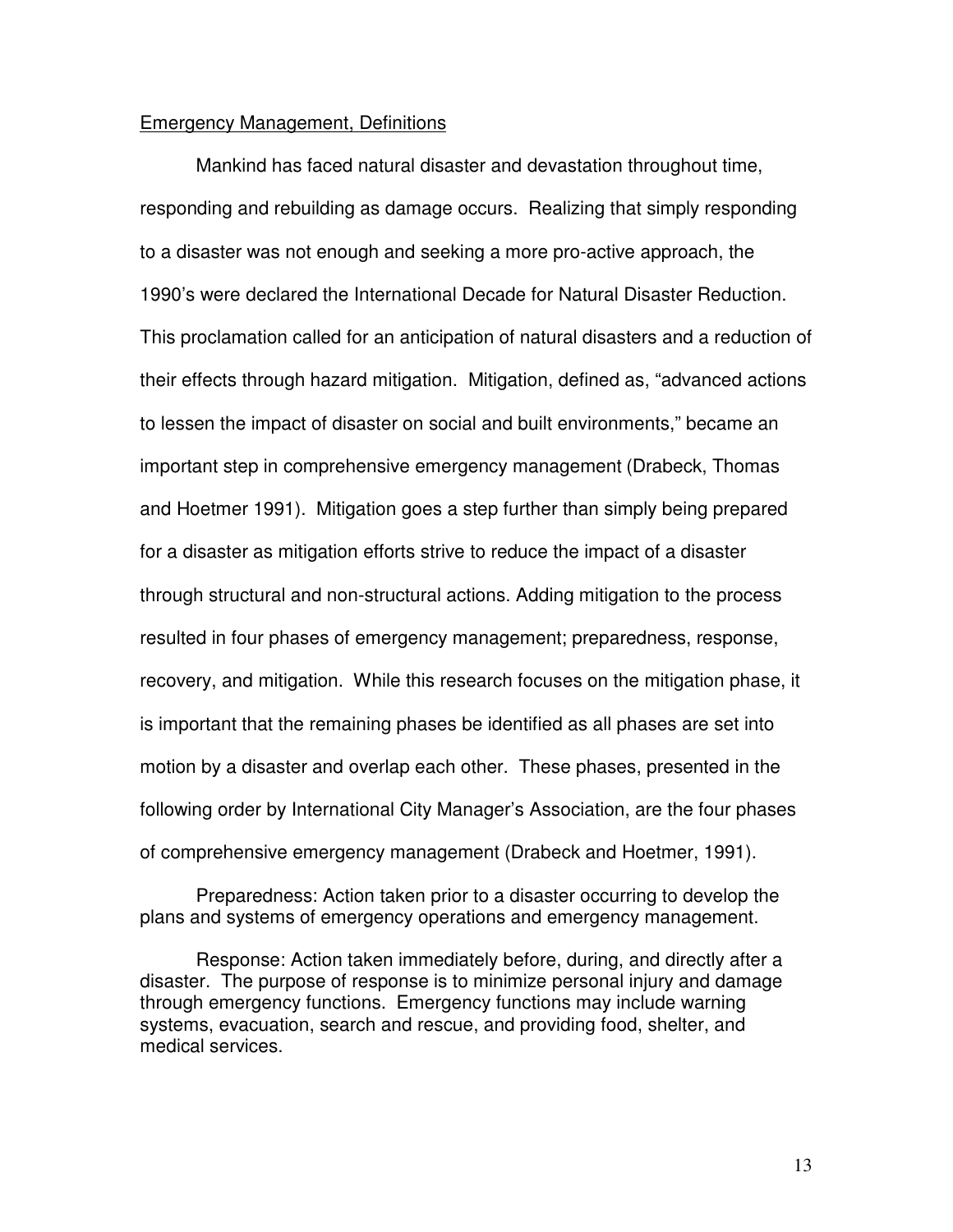Emergency Management, Definitions

Mankind has faced natural disaster and devastation throughout time, responding and rebuilding as damage occurs. Realizing that simply responding to a disaster was not enough and seeking a more pro-active approach, the 1990's were declared the International Decade for Natural Disaster Reduction. This proclamation called for an anticipation of natural disasters and a reduction of their effects through hazard mitigation. Mitigation, defined as, "advanced actions to lessen the impact of disaster on social and built environments," became an important step in comprehensive emergency management (Drabeck, Thomas and Hoetmer 1991). Mitigation goes a step further than simply being prepared for a disaster as mitigation efforts strive to reduce the impact of a disaster through structural and non-structural actions. Adding mitigation to the process resulted in four phases of emergency management; preparedness, response, recovery, and mitigation. While this research focuses on the mitigation phase, it is important that the remaining phases be identified as all phases are set into motion by a disaster and overlap each other. These phases, presented in the following order by International City Manager's Association, are the four phases of comprehensive emergency management (Drabeck and Hoetmer, 1991).

Preparedness: Action taken prior to a disaster occurring to develop the plans and systems of emergency operations and emergency management.

Response: Action taken immediately before, during, and directly after a disaster. The purpose of response is to minimize personal injury and damage through emergency functions. Emergency functions may include warning systems, evacuation, search and rescue, and providing food, shelter, and medical services.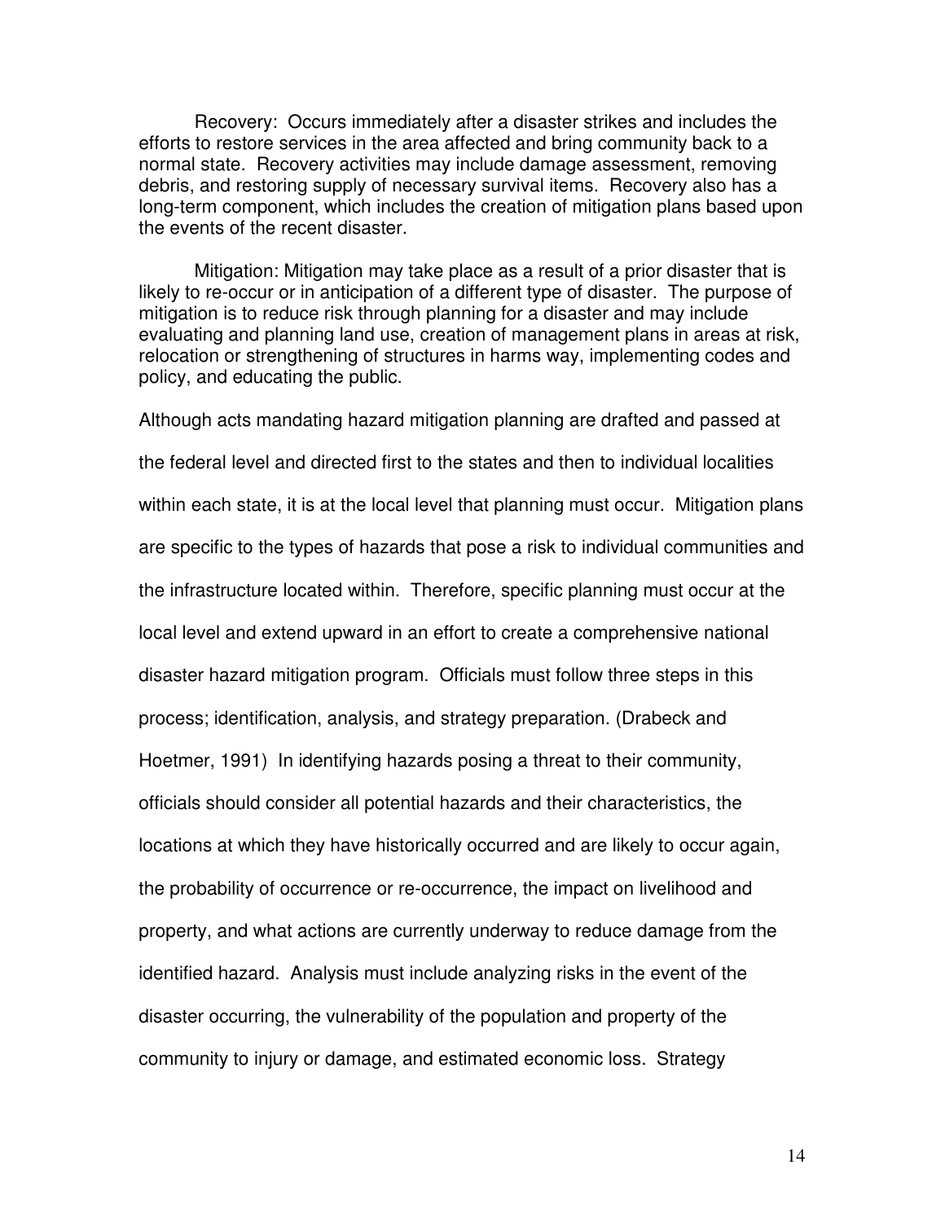Recovery: Occurs immediately after a disaster strikes and includes the efforts to restore services in the area affected and bring community back to a normal state. Recovery activities may include damage assessment, removing debris, and restoring supply of necessary survival items. Recovery also has a long-term component, which includes the creation of mitigation plans based upon the events of the recent disaster.

Mitigation: Mitigation may take place as a result of a prior disaster that is likely to re-occur or in anticipation of a different type of disaster. The purpose of mitigation is to reduce risk through planning for a disaster and may include evaluating and planning land use, creation of management plans in areas at risk, relocation or strengthening of structures in harms way, implementing codes and policy, and educating the public.

Although acts mandating hazard mitigation planning are drafted and passed at the federal level and directed first to the states and then to individual localities within each state, it is at the local level that planning must occur. Mitigation plans are specific to the types of hazards that pose a risk to individual communities and the infrastructure located within. Therefore, specific planning must occur at the local level and extend upward in an effort to create a comprehensive national disaster hazard mitigation program. Officials must follow three steps in this process; identification, analysis, and strategy preparation. (Drabeck and Hoetmer, 1991) In identifying hazards posing a threat to their community, officials should consider all potential hazards and their characteristics, the locations at which they have historically occurred and are likely to occur again, the probability of occurrence or re-occurrence, the impact on livelihood and property, and what actions are currently underway to reduce damage from the identified hazard. Analysis must include analyzing risks in the event of the disaster occurring, the vulnerability of the population and property of the community to injury or damage, and estimated economic loss. Strategy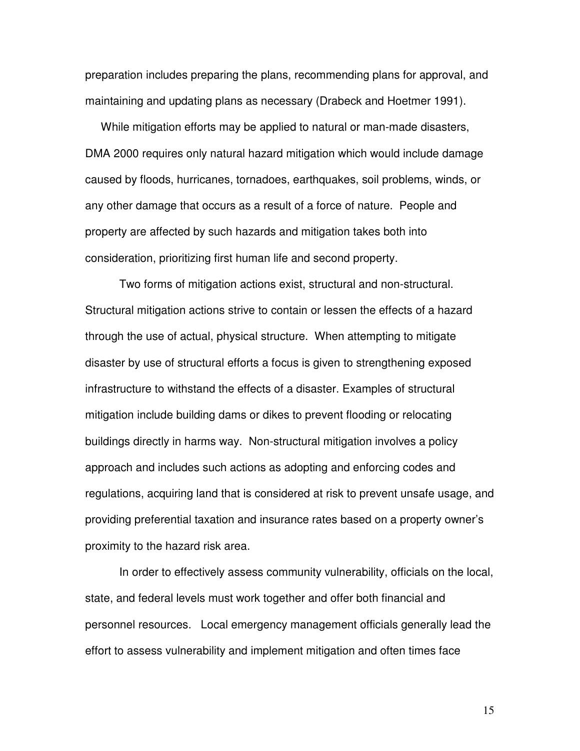preparation includes preparing the plans, recommending plans for approval, and maintaining and updating plans as necessary (Drabeck and Hoetmer 1991).

While mitigation efforts may be applied to natural or man-made disasters, DMA 2000 requires only natural hazard mitigation which would include damage caused by floods, hurricanes, tornadoes, earthquakes, soil problems, winds, or any other damage that occurs as a result of a force of nature. People and property are affected by such hazards and mitigation takes both into consideration, prioritizing first human life and second property.

Two forms of mitigation actions exist, structural and non-structural. Structural mitigation actions strive to contain or lessen the effects of a hazard through the use of actual, physical structure. When attempting to mitigate disaster by use of structural efforts a focus is given to strengthening exposed infrastructure to withstand the effects of a disaster. Examples of structural mitigation include building dams or dikes to prevent flooding or relocating buildings directly in harms way. Non-structural mitigation involves a policy approach and includes such actions as adopting and enforcing codes and regulations, acquiring land that is considered at risk to prevent unsafe usage, and providing preferential taxation and insurance rates based on a property owner's proximity to the hazard risk area.

In order to effectively assess community vulnerability, officials on the local, state, and federal levels must work together and offer both financial and personnel resources. Local emergency management officials generally lead the effort to assess vulnerability and implement mitigation and often times face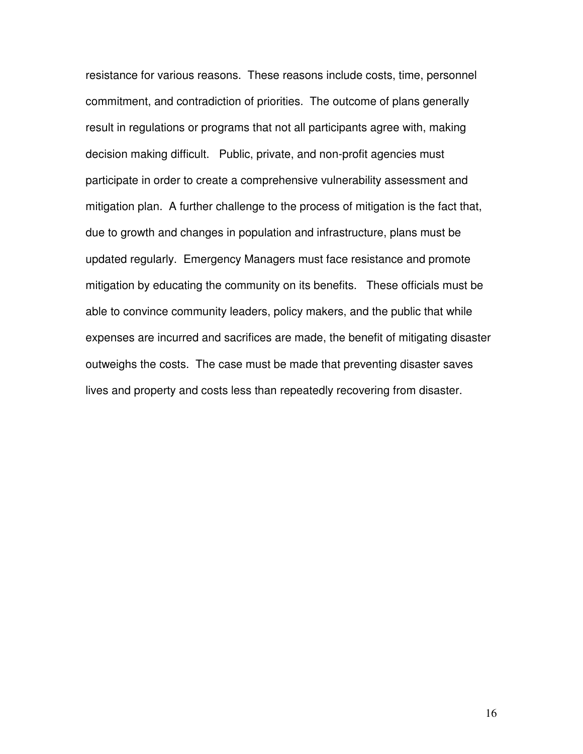resistance for various reasons. These reasons include costs, time, personnel commitment, and contradiction of priorities. The outcome of plans generally result in regulations or programs that not all participants agree with, making decision making difficult. Public, private, and non-profit agencies must participate in order to create a comprehensive vulnerability assessment and mitigation plan. A further challenge to the process of mitigation is the fact that, due to growth and changes in population and infrastructure, plans must be updated regularly. Emergency Managers must face resistance and promote mitigation by educating the community on its benefits. These officials must be able to convince community leaders, policy makers, and the public that while expenses are incurred and sacrifices are made, the benefit of mitigating disaster outweighs the costs. The case must be made that preventing disaster saves lives and property and costs less than repeatedly recovering from disaster.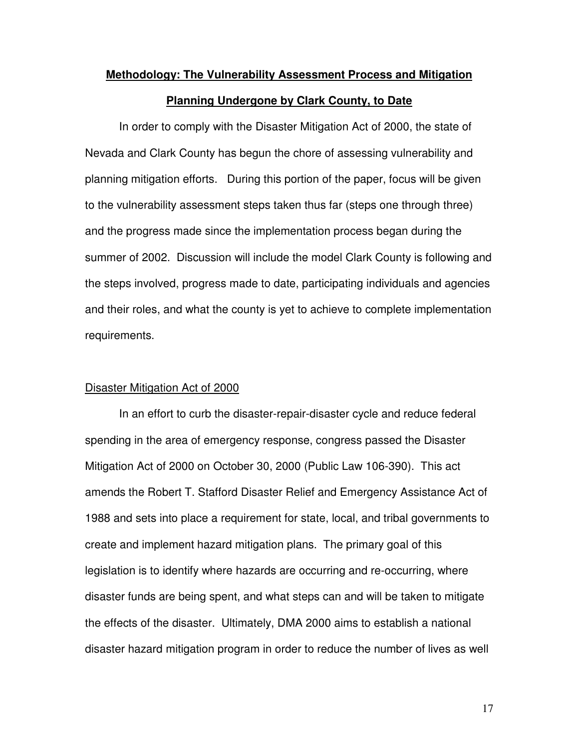## **Methodology: The Vulnerability Assessment Process and Mitigation Planning Undergone by Clark County, to Date**

In order to comply with the Disaster Mitigation Act of 2000, the state of Nevada and Clark County has begun the chore of assessing vulnerability and planning mitigation efforts. During this portion of the paper, focus will be given to the vulnerability assessment steps taken thus far (steps one through three) and the progress made since the implementation process began during the summer of 2002. Discussion will include the model Clark County is following and the steps involved, progress made to date, participating individuals and agencies and their roles, and what the county is yet to achieve to complete implementation requirements.

### Disaster Mitigation Act of 2000

In an effort to curb the disaster-repair-disaster cycle and reduce federal spending in the area of emergency response, congress passed the Disaster Mitigation Act of 2000 on October 30, 2000 (Public Law 106-390). This act amends the Robert T. Stafford Disaster Relief and Emergency Assistance Act of 1988 and sets into place a requirement for state, local, and tribal governments to create and implement hazard mitigation plans. The primary goal of this legislation is to identify where hazards are occurring and re-occurring, where disaster funds are being spent, and what steps can and will be taken to mitigate the effects of the disaster. Ultimately, DMA 2000 aims to establish a national disaster hazard mitigation program in order to reduce the number of lives as well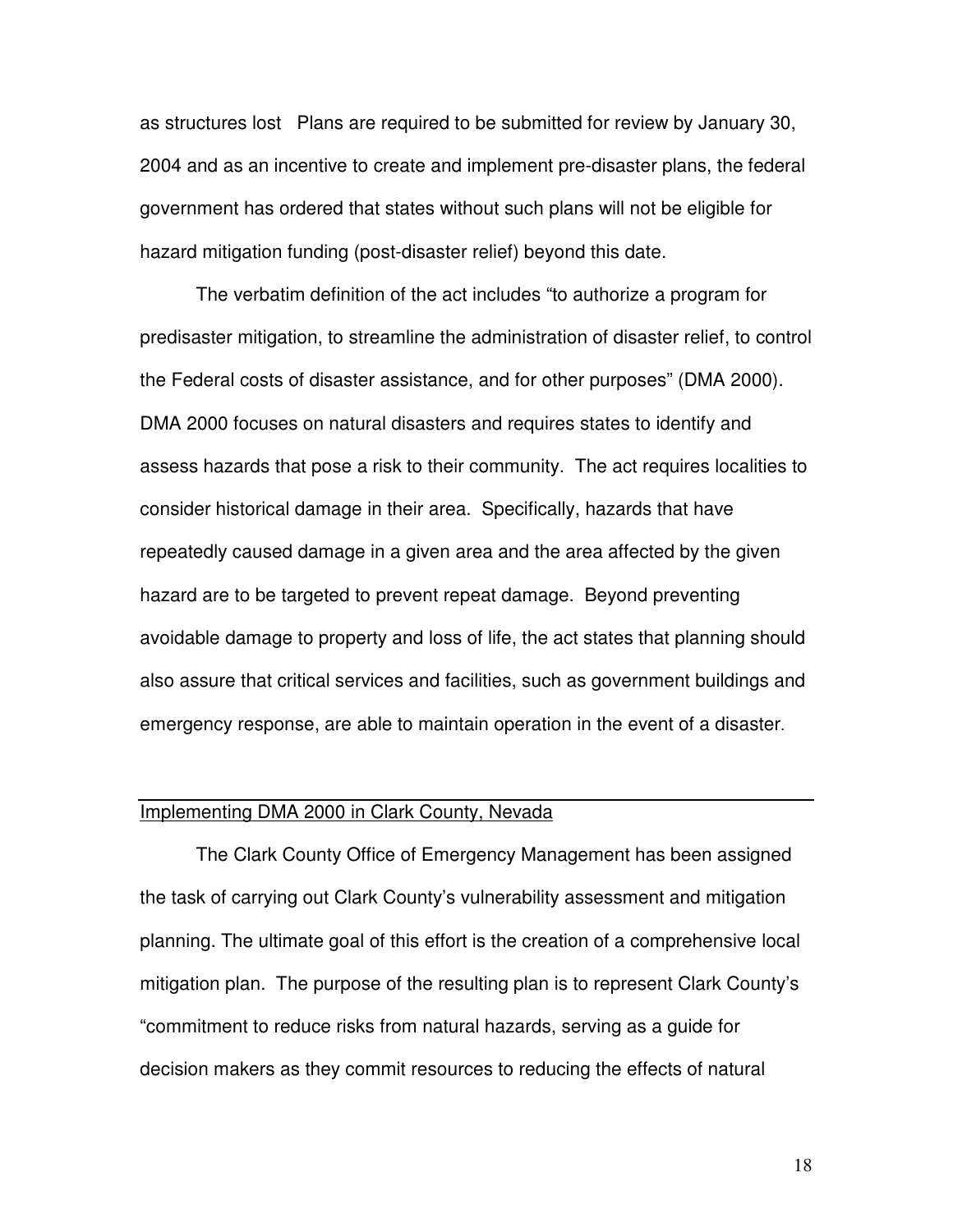as structures lost   Plans are required to be submitted for review by January 30, 2004 and as an incentive to create and implement pre-disaster plans, the federal government has ordered that states without such plans will not be eligible for hazard mitigation funding (post-disaster relief) beyond this date.

The verbatim definition of the act includes "to authorize a program for predisaster mitigation, to streamline the administration of disaster relief, to control the Federal costs of disaster assistance, and for other purposes" (DMA 2000). DMA 2000 focuses on natural disasters and requires states to identify and assess hazards that pose a risk to their community.  The act requires localities to consider historical damage in their area.  Specifically, hazards that have repeatedly caused damage in a given area and the area affected by the given hazard are to be targeted to prevent repeat damage.  Beyond preventing avoidable damage to property and loss of life, the act states that planning should also assure that critical services and facilities, such as government buildings and emergency response, are able to maintain operation in the event of a disaster.

## Implementing DMA 2000 in Clark County, Nevada

The Clark County Office of Emergency Management has been assigned the task of carrying out Clark County's vulnerability assessment and mitigation planning. The ultimate goal of this effort is the creation of a comprehensive local mitigation plan.  The purpose of the resulting plan is to represent Clark County's "commitment to reduce risks from natural hazards, serving as a guide for decision makers as they commit resources to reducing the effects of natural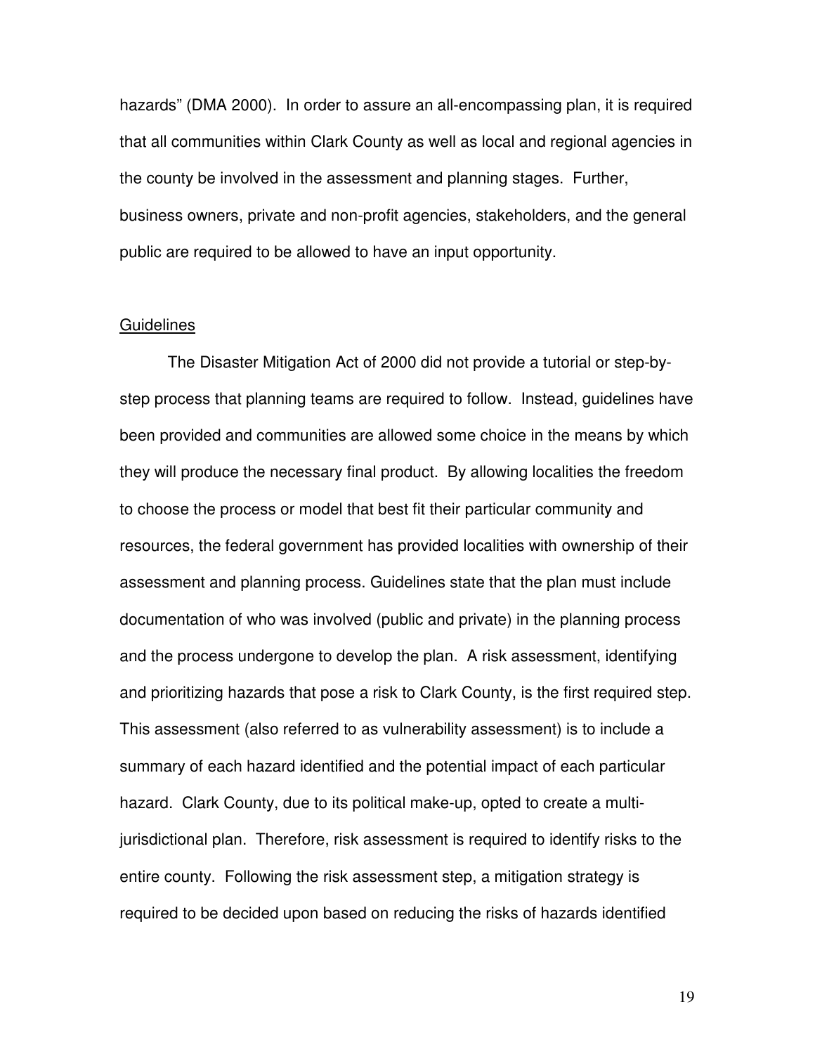hazards" (DMA 2000). In order to assure an all-encompassing plan, it is required that all communities within Clark County as well as local and regional agencies in the county be involved in the assessment and planning stages. Further, business owners, private and non-profit agencies, stakeholders, and the general public are required to be allowed to have an input opportunity.

## Guidelines

The Disaster Mitigation Act of 2000 did not provide a tutorial or step-by-step process that planning teams are required to follow. Instead, guidelines have been provided and communities are allowed some choice in the means by which they will produce the necessary final product. By allowing localities the freedom to choose the process or model that best fit their particular community and resources, the federal government has provided localities with ownership of their assessment and planning process. Guidelines state that the plan must include documentation of who was involved (public and private) in the planning process and the process undergone to develop the plan. A risk assessment, identifying and prioritizing hazards that pose a risk to Clark County, is the first required step. This assessment (also referred to as vulnerability assessment) is to include a summary of each hazard identified and the potential impact of each particular hazard. Clark County, due to its political make-up, opted to create a multi-jurisdictional plan. Therefore, risk assessment is required to identify risks to the entire county. Following the risk assessment step, a mitigation strategy is required to be decided upon based on reducing the risks of hazards identified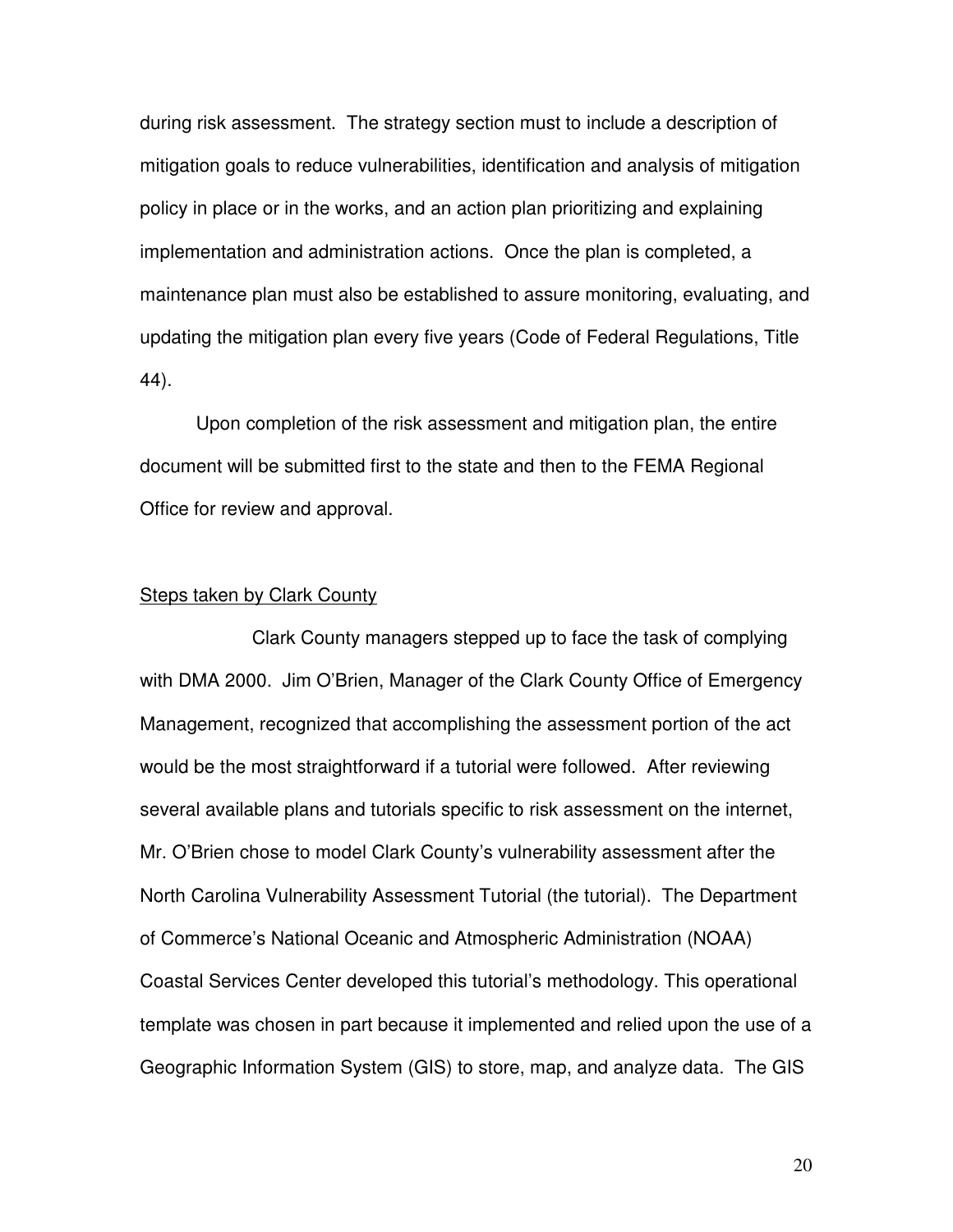during risk assessment. The strategy section must to include a description of mitigation goals to reduce vulnerabilities, identification and analysis of mitigation policy in place or in the works, and an action plan prioritizing and explaining implementation and administration actions. Once the plan is completed, a maintenance plan must also be established to assure monitoring, evaluating, and updating the mitigation plan every five years (Code of Federal Regulations, Title 44).

Upon completion of the risk assessment and mitigation plan, the entire document will be submitted first to the state and then to the FEMA Regional Office for review and approval.

<u>Steps taken by Clark County</u>

Clark County managers stepped up to face the task of complying with DMA 2000. Jim O'Brien, Manager of the Clark County Office of Emergency Management, recognized that accomplishing the assessment portion of the act would be the most straightforward if a tutorial were followed. After reviewing several available plans and tutorials specific to risk assessment on the internet, Mr. O'Brien chose to model Clark County's vulnerability assessment after the North Carolina Vulnerability Assessment Tutorial (the tutorial). The Department of Commerce's National Oceanic and Atmospheric Administration (NOAA) Coastal Services Center developed this tutorial's methodology. This operational template was chosen in part because it implemented and relied upon the use of a Geographic Information System (GIS) to store, map, and analyze data. The GIS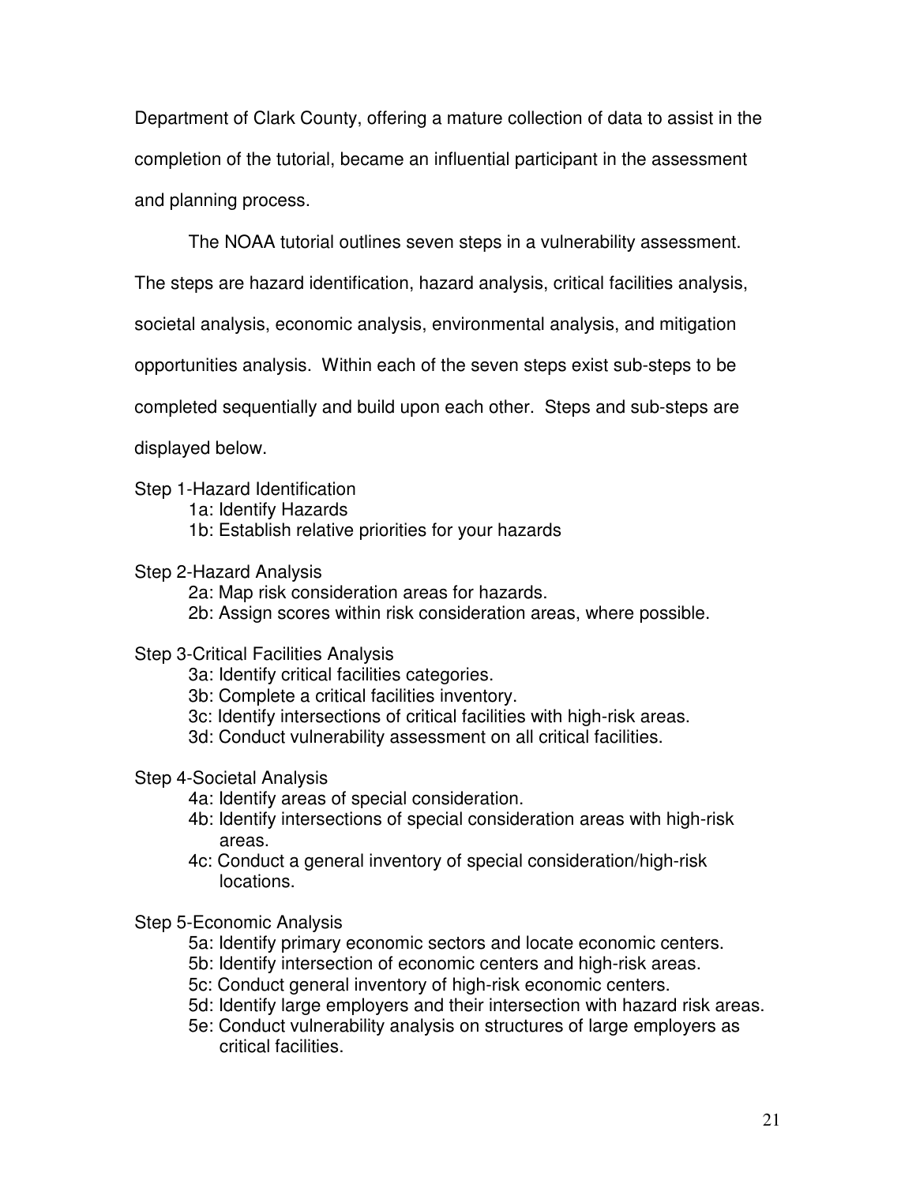Department of Clark County, offering a mature collection of data to assist in the completion of the tutorial, became an influential participant in the assessment and planning process.

The NOAA tutorial outlines seven steps in a vulnerability assessment. The steps are hazard identification, hazard analysis, critical facilities analysis, societal analysis, economic analysis, environmental analysis, and mitigation opportunities analysis. Within each of the seven steps exist sub-steps to be completed sequentially and build upon each other. Steps and sub-steps are displayed below.

Step 1-Hazard Identification
- 1a: Identify Hazards
- 1b: Establish relative priorities for your hazards

Step 2-Hazard Analysis
- 2a: Map risk consideration areas for hazards.
- 2b: Assign scores within risk consideration areas, where possible.

Step 3-Critical Facilities Analysis
- 3a: Identify critical facilities categories.
- 3b: Complete a critical facilities inventory.
- 3c: Identify intersections of critical facilities with high-risk areas.
- 3d: Conduct vulnerability assessment on all critical facilities.

Step 4-Societal Analysis
- 4a: Identify areas of special consideration.
- 4b: Identify intersections of special consideration areas with high-risk areas.
- 4c: Conduct a general inventory of special consideration/high-risk locations.

Step 5-Economic Analysis
- 5a: Identify primary economic sectors and locate economic centers.
- 5b: Identify intersection of economic centers and high-risk areas.
- 5c: Conduct general inventory of high-risk economic centers.
- 5d: Identify large employers and their intersection with hazard risk areas.
- 5e: Conduct vulnerability analysis on structures of large employers as critical facilities.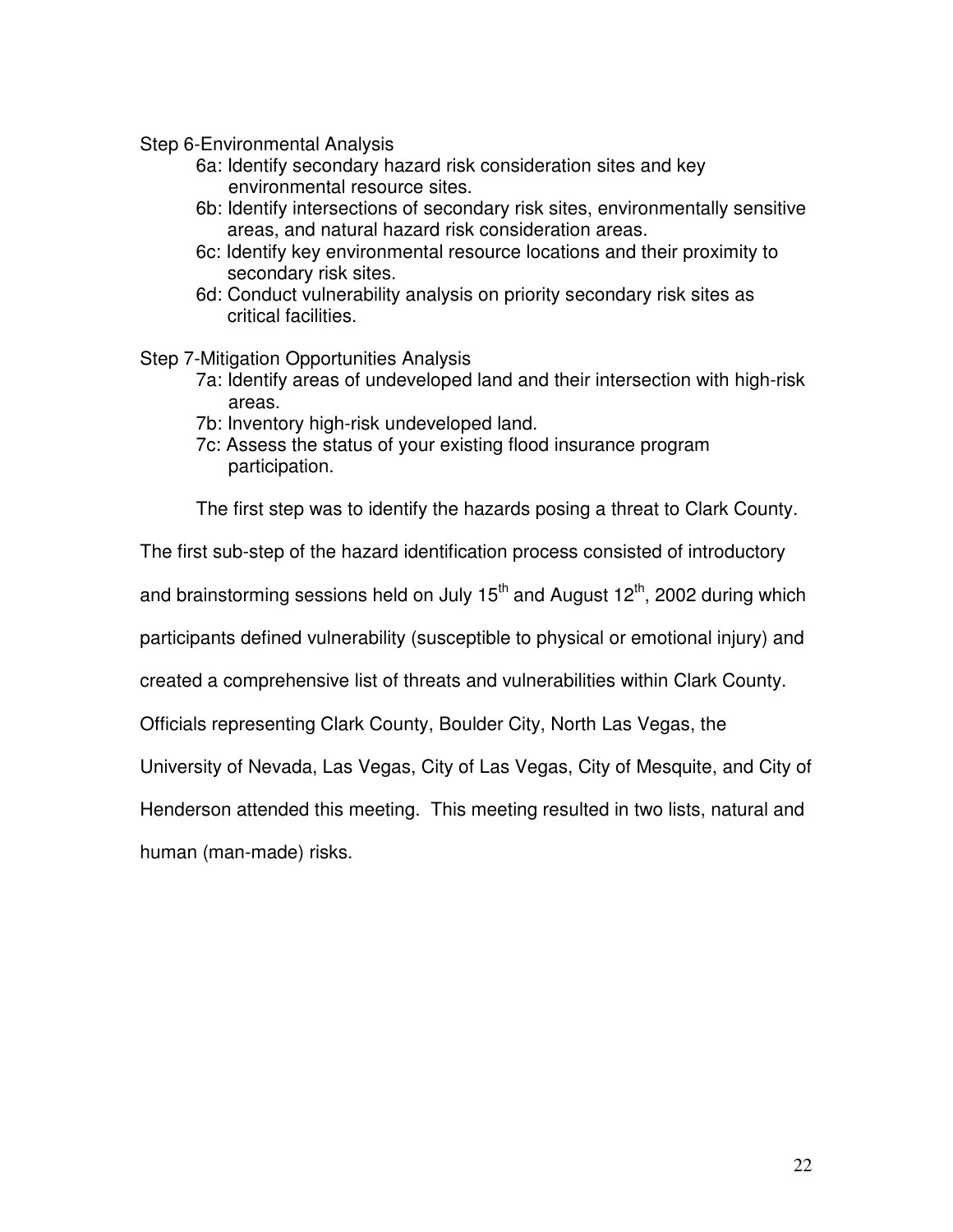Step 6-Environmental Analysis

- 6a: Identify secondary hazard risk consideration sites and key environmental resource sites.
- 6b: Identify intersections of secondary risk sites, environmentally sensitive areas, and natural hazard risk consideration areas.
- 6c: Identify key environmental resource locations and their proximity to secondary risk sites.
- 6d: Conduct vulnerability analysis on priority secondary risk sites as critical facilities.

Step 7-Mitigation Opportunities Analysis

- 7a: Identify areas of undeveloped land and their intersection with high-risk areas.
- 7b: Inventory high-risk undeveloped land.
- 7c: Assess the status of your existing flood insurance program participation.

The first step was to identify the hazards posing a threat to Clark County. The first sub-step of the hazard identification process consisted of introductory and brainstorming sessions held on July 15th and August 12th, 2002 during which participants defined vulnerability (susceptible to physical or emotional injury) and created a comprehensive list of threats and vulnerabilities within Clark County. Officials representing Clark County, Boulder City, North Las Vegas, the University of Nevada, Las Vegas, City of Las Vegas, City of Mesquite, and City of Henderson attended this meeting. This meeting resulted in two lists, natural and human (man-made) risks.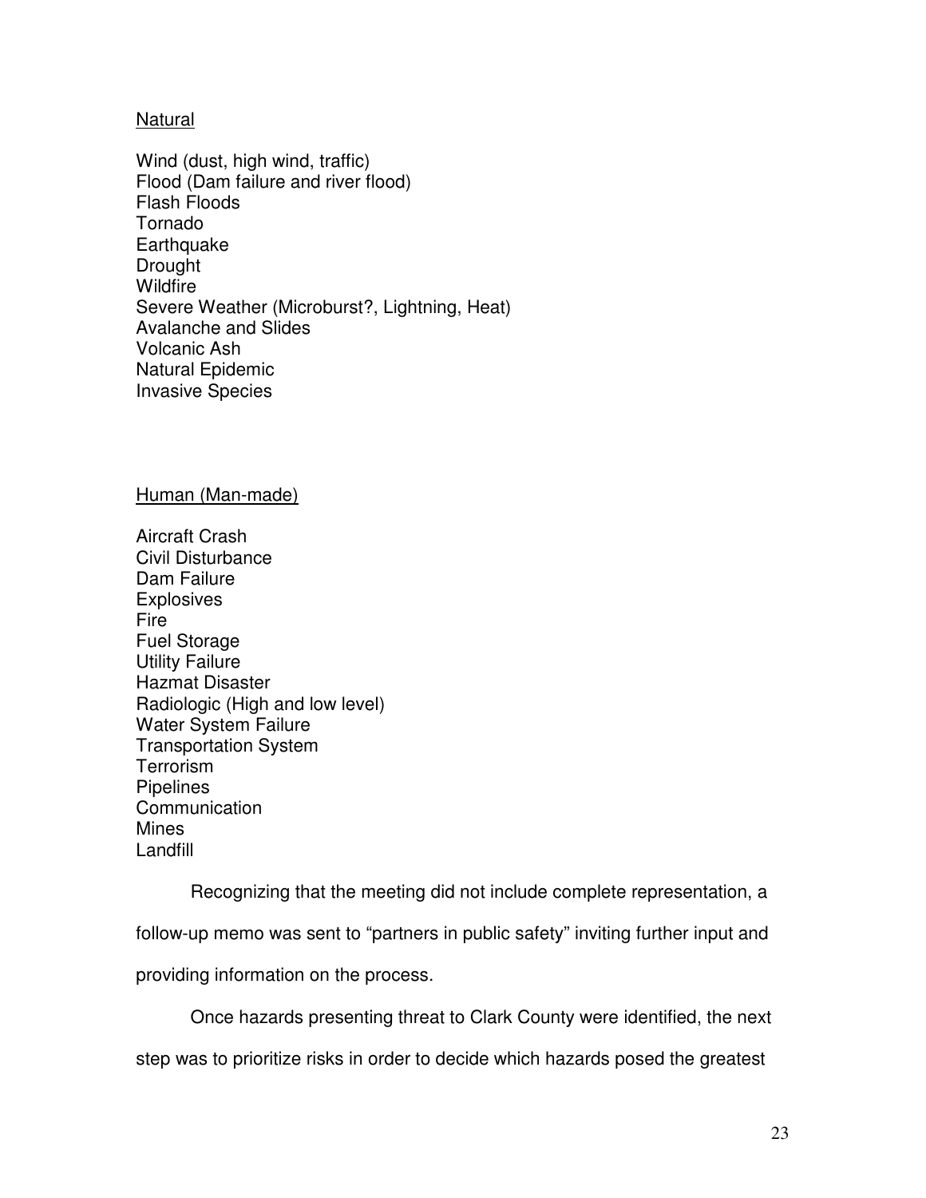Natural

Wind (dust, high wind, traffic)
Flood (Dam failure and river flood)
Flash Floods
Tornado
Earthquake
Drought
Wildfire
Severe Weather (Microburst?, Lightning, Heat)
Avalanche and Slides
Volcanic Ash
Natural Epidemic
Invasive Species

Human (Man-made)

Aircraft Crash
Civil Disturbance
Dam Failure
Explosives
Fire
Fuel Storage
Utility Failure
Hazmat Disaster
Radiologic (High and low level)
Water System Failure
Transportation System
Terrorism
Pipelines
Communication
Mines
Landfill

Recognizing that the meeting did not include complete representation, a follow-up memo was sent to "partners in public safety" inviting further input and providing information on the process.

Once hazards presenting threat to Clark County were identified, the next step was to prioritize risks in order to decide which hazards posed the greatest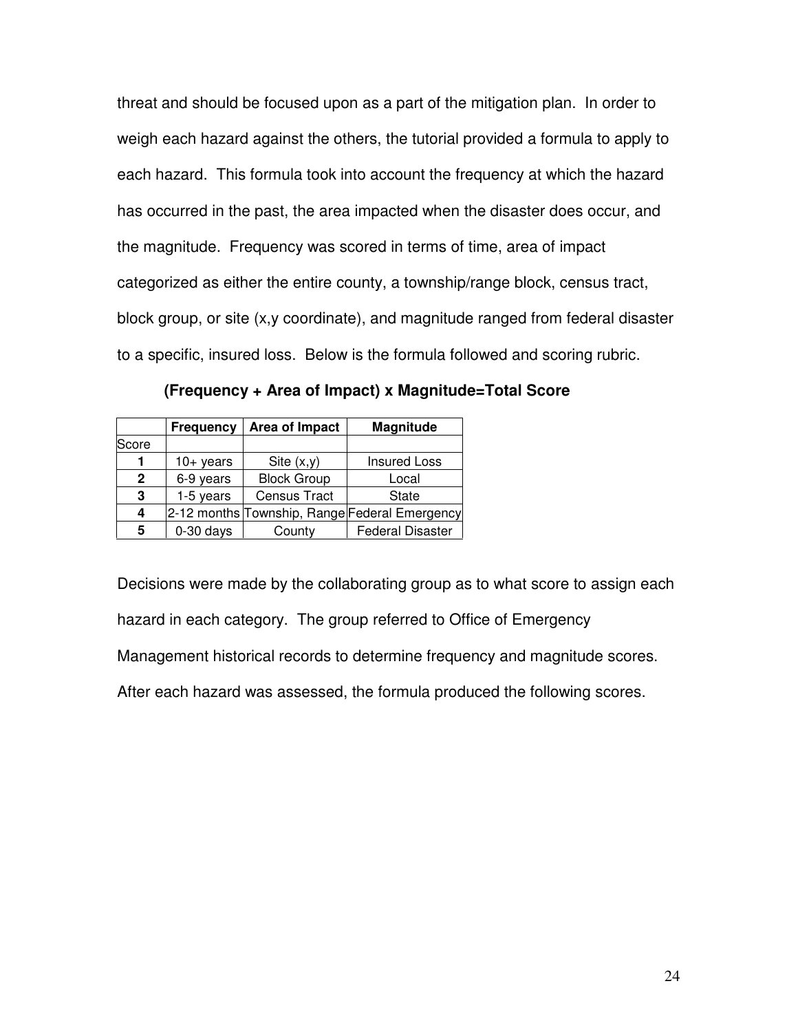threat and should be focused upon as a part of the mitigation plan. In order to weigh each hazard against the others, the tutorial provided a formula to apply to each hazard. This formula took into account the frequency at which the hazard has occurred in the past, the area impacted when the disaster does occur, and the magnitude. Frequency was scored in terms of time, area of impact categorized as either the entire county, a township/range block, census tract, block group, or site (x,y coordinate), and magnitude ranged from federal disaster to a specific, insured loss. Below is the formula followed and scoring rubric.

**(Frequency + Area of Impact) x Magnitude=Total Score**

| | Frequency | Area of Impact | Magnitude |
|---|---|---|---|
| Score | | | |
| **1** | 10+ years | Site (x,y) | Insured Loss |
| **2** | 6-9 years | Block Group | Local |
| **3** | 1-5 years | Census Tract | State |
| **4** | 2-12 months | Township, Range | Federal Emergency |
| **5** | 0-30 days | County | Federal Disaster |

Decisions were made by the collaborating group as to what score to assign each hazard in each category. The group referred to Office of Emergency Management historical records to determine frequency and magnitude scores. After each hazard was assessed, the formula produced the following scores.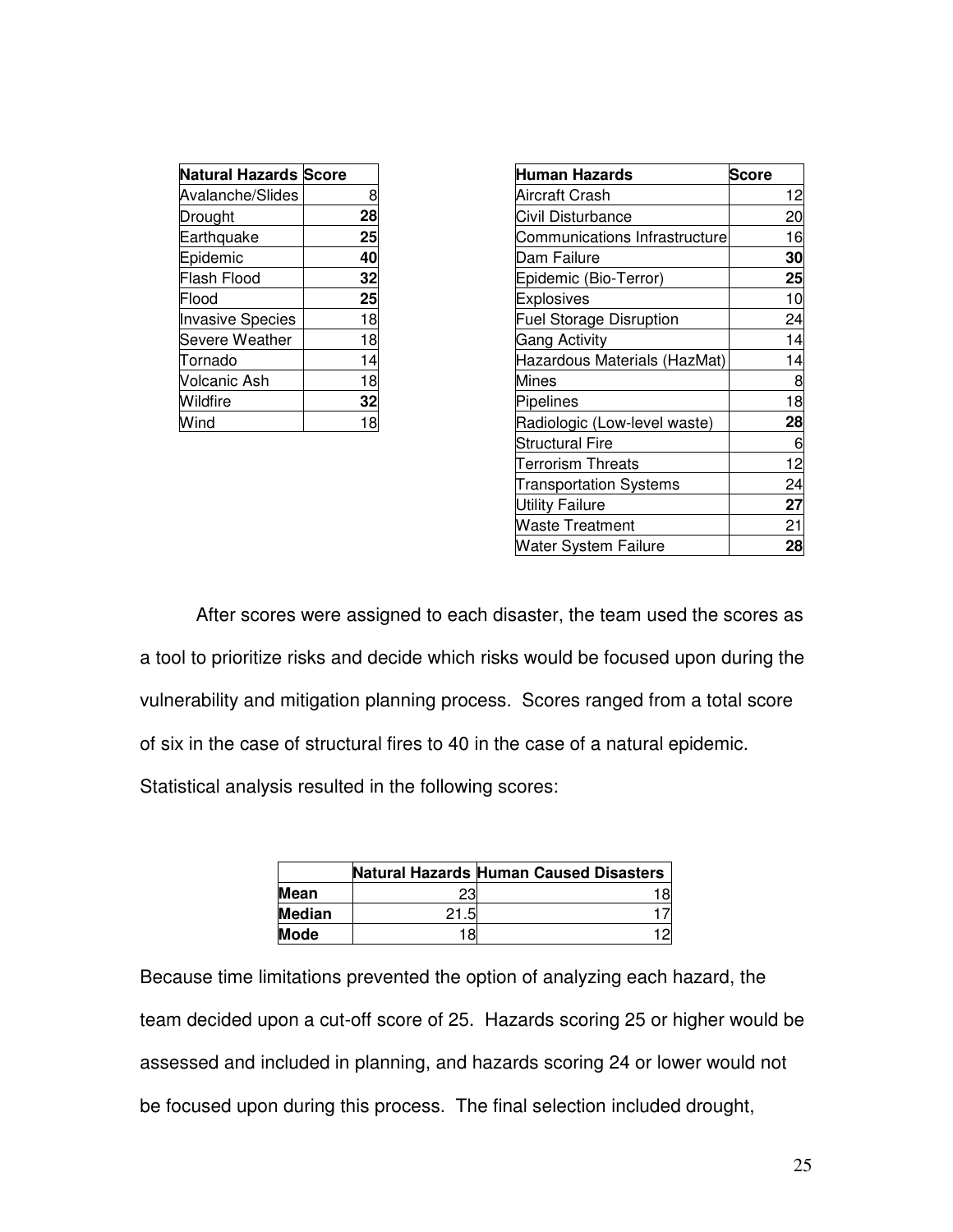| Natural Hazards | Score |
|---|---|
| Avalanche/Slides | 8 |
| Drought | **28** |
| Earthquake | **25** |
| Epidemic | **40** |
| Flash Flood | **32** |
| Flood | **25** |
| Invasive Species | 18 |
| Severe Weather | 18 |
| Tornado | 14 |
| Volcanic Ash | 18 |
| Wildfire | **32** |
| Wind | 18 |

| Human Hazards | Score |
|---|---|
| Aircraft Crash | 12 |
| Civil Disturbance | 20 |
| Communications Infrastructure | 16 |
| Dam Failure | **30** |
| Epidemic (Bio-Terror) | **25** |
| Explosives | 10 |
| Fuel Storage Disruption | 24 |
| Gang Activity | 14 |
| Hazardous Materials (HazMat) | 14 |
| Mines | 8 |
| Pipelines | 18 |
| Radiologic (Low-level waste) | **28** |
| Structural Fire | 6 |
| Terrorism Threats | 12 |
| Transportation Systems | 24 |
| Utility Failure | **27** |
| Waste Treatment | 21 |
| Water System Failure | **28** |

After scores were assigned to each disaster, the team used the scores as a tool to prioritize risks and decide which risks would be focused upon during the vulnerability and mitigation planning process. Scores ranged from a total score of six in the case of structural fires to 40 in the case of a natural epidemic. Statistical analysis resulted in the following scores:

| | Natural Hazards | Human Caused Disasters |
|---|---|---|
| **Mean** | 23 | 18 |
| **Median** | 21.5 | 17 |
| **Mode** | 18 | 12 |

Because time limitations prevented the option of analyzing each hazard, the team decided upon a cut-off score of 25. Hazards scoring 25 or higher would be assessed and included in planning, and hazards scoring 24 or lower would not be focused upon during this process. The final selection included drought,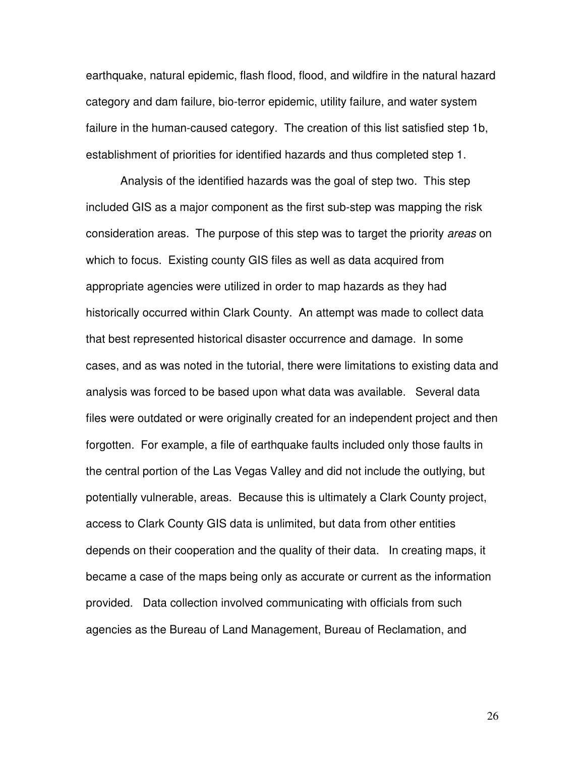earthquake, natural epidemic, flash flood, flood, and wildfire in the natural hazard category and dam failure, bio-terror epidemic, utility failure, and water system failure in the human-caused category. The creation of this list satisfied step 1b, establishment of priorities for identified hazards and thus completed step 1.

Analysis of the identified hazards was the goal of step two. This step included GIS as a major component as the first sub-step was mapping the risk consideration areas. The purpose of this step was to target the priority *areas* on which to focus. Existing county GIS files as well as data acquired from appropriate agencies were utilized in order to map hazards as they had historically occurred within Clark County. An attempt was made to collect data that best represented historical disaster occurrence and damage. In some cases, and as was noted in the tutorial, there were limitations to existing data and analysis was forced to be based upon what data was available. Several data files were outdated or were originally created for an independent project and then forgotten. For example, a file of earthquake faults included only those faults in the central portion of the Las Vegas Valley and did not include the outlying, but potentially vulnerable, areas. Because this is ultimately a Clark County project, access to Clark County GIS data is unlimited, but data from other entities depends on their cooperation and the quality of their data. In creating maps, it became a case of the maps being only as accurate or current as the information provided. Data collection involved communicating with officials from such agencies as the Bureau of Land Management, Bureau of Reclamation, and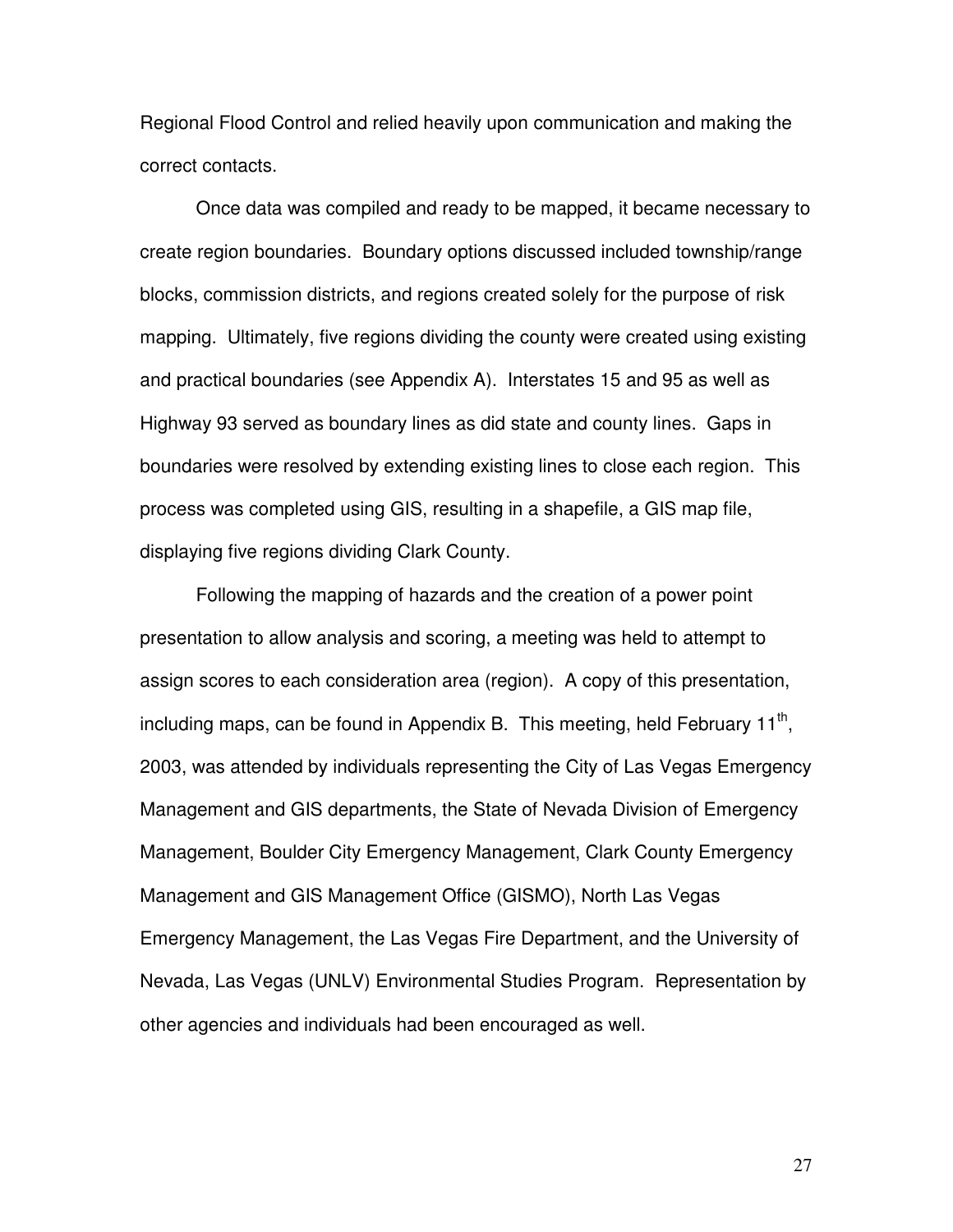Regional Flood Control and relied heavily upon communication and making the correct contacts.

Once data was compiled and ready to be mapped, it became necessary to create region boundaries. Boundary options discussed included township/range blocks, commission districts, and regions created solely for the purpose of risk mapping. Ultimately, five regions dividing the county were created using existing and practical boundaries (see Appendix A). Interstates 15 and 95 as well as Highway 93 served as boundary lines as did state and county lines. Gaps in boundaries were resolved by extending existing lines to close each region. This process was completed using GIS, resulting in a shapefile, a GIS map file, displaying five regions dividing Clark County.

Following the mapping of hazards and the creation of a power point presentation to allow analysis and scoring, a meeting was held to attempt to assign scores to each consideration area (region). A copy of this presentation, including maps, can be found in Appendix B. This meeting, held February 11th, 2003, was attended by individuals representing the City of Las Vegas Emergency Management and GIS departments, the State of Nevada Division of Emergency Management, Boulder City Emergency Management, Clark County Emergency Management and GIS Management Office (GISMO), North Las Vegas Emergency Management, the Las Vegas Fire Department, and the University of Nevada, Las Vegas (UNLV) Environmental Studies Program. Representation by other agencies and individuals had been encouraged as well.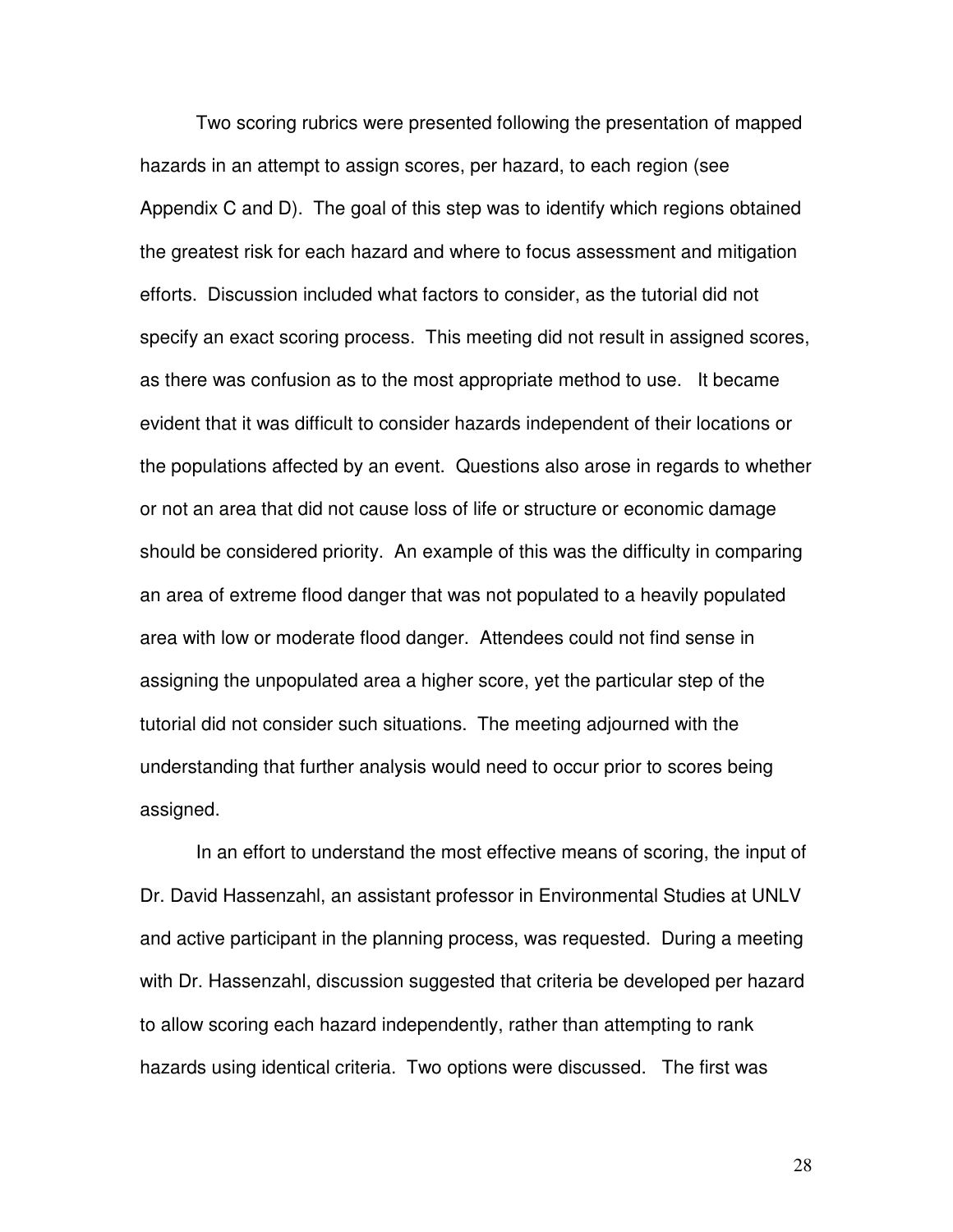Two scoring rubrics were presented following the presentation of mapped hazards in an attempt to assign scores, per hazard, to each region (see Appendix C and D). The goal of this step was to identify which regions obtained the greatest risk for each hazard and where to focus assessment and mitigation efforts. Discussion included what factors to consider, as the tutorial did not specify an exact scoring process. This meeting did not result in assigned scores, as there was confusion as to the most appropriate method to use. It became evident that it was difficult to consider hazards independent of their locations or the populations affected by an event. Questions also arose in regards to whether or not an area that did not cause loss of life or structure or economic damage should be considered priority. An example of this was the difficulty in comparing an area of extreme flood danger that was not populated to a heavily populated area with low or moderate flood danger. Attendees could not find sense in assigning the unpopulated area a higher score, yet the particular step of the tutorial did not consider such situations. The meeting adjourned with the understanding that further analysis would need to occur prior to scores being assigned.

In an effort to understand the most effective means of scoring, the input of Dr. David Hassenzahl, an assistant professor in Environmental Studies at UNLV and active participant in the planning process, was requested. During a meeting with Dr. Hassenzahl, discussion suggested that criteria be developed per hazard to allow scoring each hazard independently, rather than attempting to rank hazards using identical criteria. Two options were discussed. The first was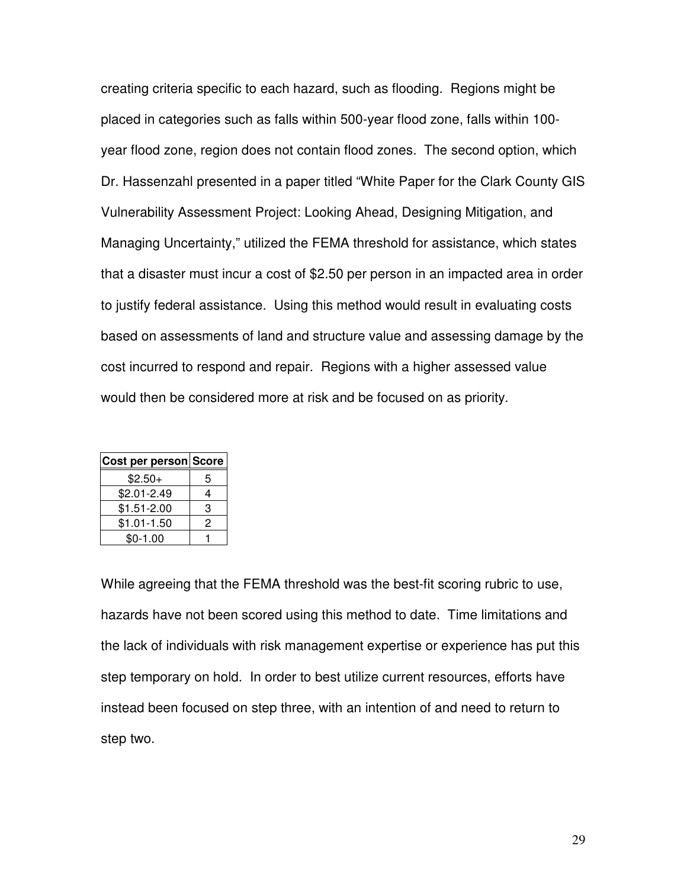creating criteria specific to each hazard, such as flooding. Regions might be placed in categories such as falls within 500-year flood zone, falls within 100-year flood zone, region does not contain flood zones. The second option, which Dr. Hassenzahl presented in a paper titled “White Paper for the Clark County GIS Vulnerability Assessment Project: Looking Ahead, Designing Mitigation, and Managing Uncertainty,” utilized the FEMA threshold for assistance, which states that a disaster must incur a cost of $2.50 per person in an impacted area in order to justify federal assistance. Using this method would result in evaluating costs based on assessments of land and structure value and assessing damage by the cost incurred to respond and repair. Regions with a higher assessed value would then be considered more at risk and be focused on as priority.

| Cost per person | Score |
| --- | --- |
| $2.50+ | 5 |
| $2.01-2.49 | 4 |
| $1.51-2.00 | 3 |
| $1.01-1.50 | 2 |
| $0-1.00 | 1 |

While agreeing that the FEMA threshold was the best-fit scoring rubric to use, hazards have not been scored using this method to date. Time limitations and the lack of individuals with risk management expertise or experience has put this step temporary on hold. In order to best utilize current resources, efforts have instead been focused on step three, with an intention of and need to return to step two.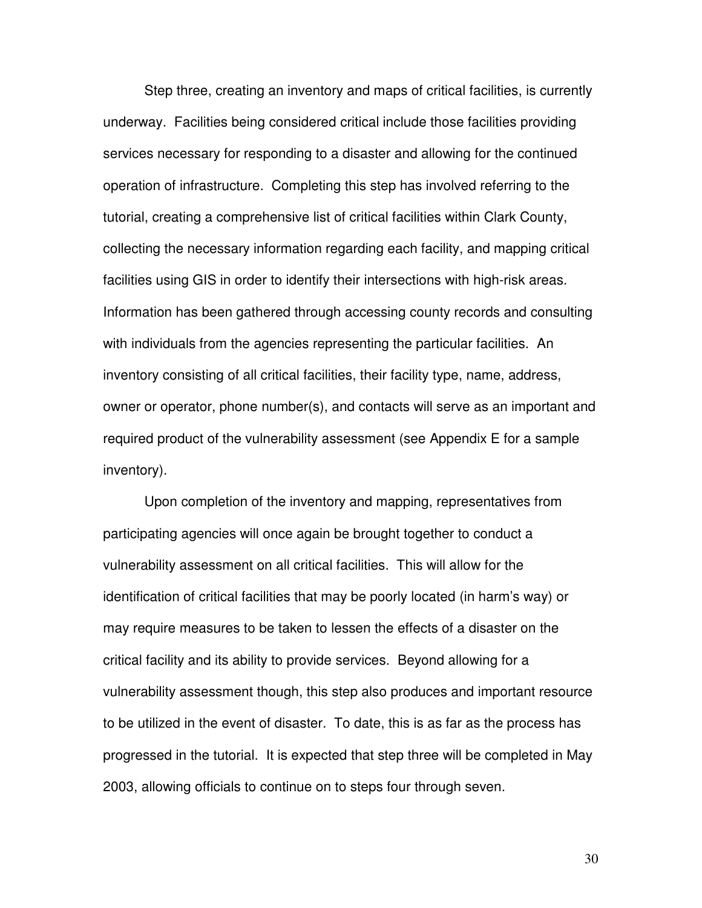Step three, creating an inventory and maps of critical facilities, is currently underway. Facilities being considered critical include those facilities providing services necessary for responding to a disaster and allowing for the continued operation of infrastructure. Completing this step has involved referring to the tutorial, creating a comprehensive list of critical facilities within Clark County, collecting the necessary information regarding each facility, and mapping critical facilities using GIS in order to identify their intersections with high-risk areas. Information has been gathered through accessing county records and consulting with individuals from the agencies representing the particular facilities. An inventory consisting of all critical facilities, their facility type, name, address, owner or operator, phone number(s), and contacts will serve as an important and required product of the vulnerability assessment (see Appendix E for a sample inventory).

Upon completion of the inventory and mapping, representatives from participating agencies will once again be brought together to conduct a vulnerability assessment on all critical facilities. This will allow for the identification of critical facilities that may be poorly located (in harm's way) or may require measures to be taken to lessen the effects of a disaster on the critical facility and its ability to provide services. Beyond allowing for a vulnerability assessment though, this step also produces and important resource to be utilized in the event of disaster. To date, this is as far as the process has progressed in the tutorial. It is expected that step three will be completed in May 2003, allowing officials to continue on to steps four through seven.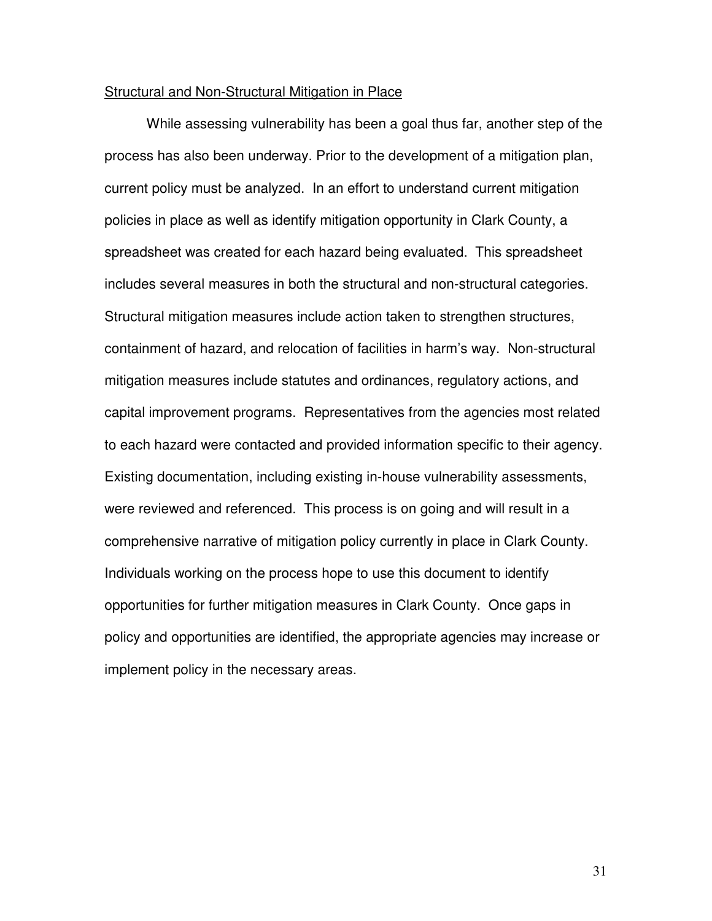Structural and Non-Structural Mitigation in Place

While assessing vulnerability has been a goal thus far, another step of the process has also been underway. Prior to the development of a mitigation plan, current policy must be analyzed. In an effort to understand current mitigation policies in place as well as identify mitigation opportunity in Clark County, a spreadsheet was created for each hazard being evaluated. This spreadsheet includes several measures in both the structural and non-structural categories. Structural mitigation measures include action taken to strengthen structures, containment of hazard, and relocation of facilities in harm's way. Non-structural mitigation measures include statutes and ordinances, regulatory actions, and capital improvement programs. Representatives from the agencies most related to each hazard were contacted and provided information specific to their agency. Existing documentation, including existing in-house vulnerability assessments, were reviewed and referenced. This process is on going and will result in a comprehensive narrative of mitigation policy currently in place in Clark County. Individuals working on the process hope to use this document to identify opportunities for further mitigation measures in Clark County. Once gaps in policy and opportunities are identified, the appropriate agencies may increase or implement policy in the necessary areas.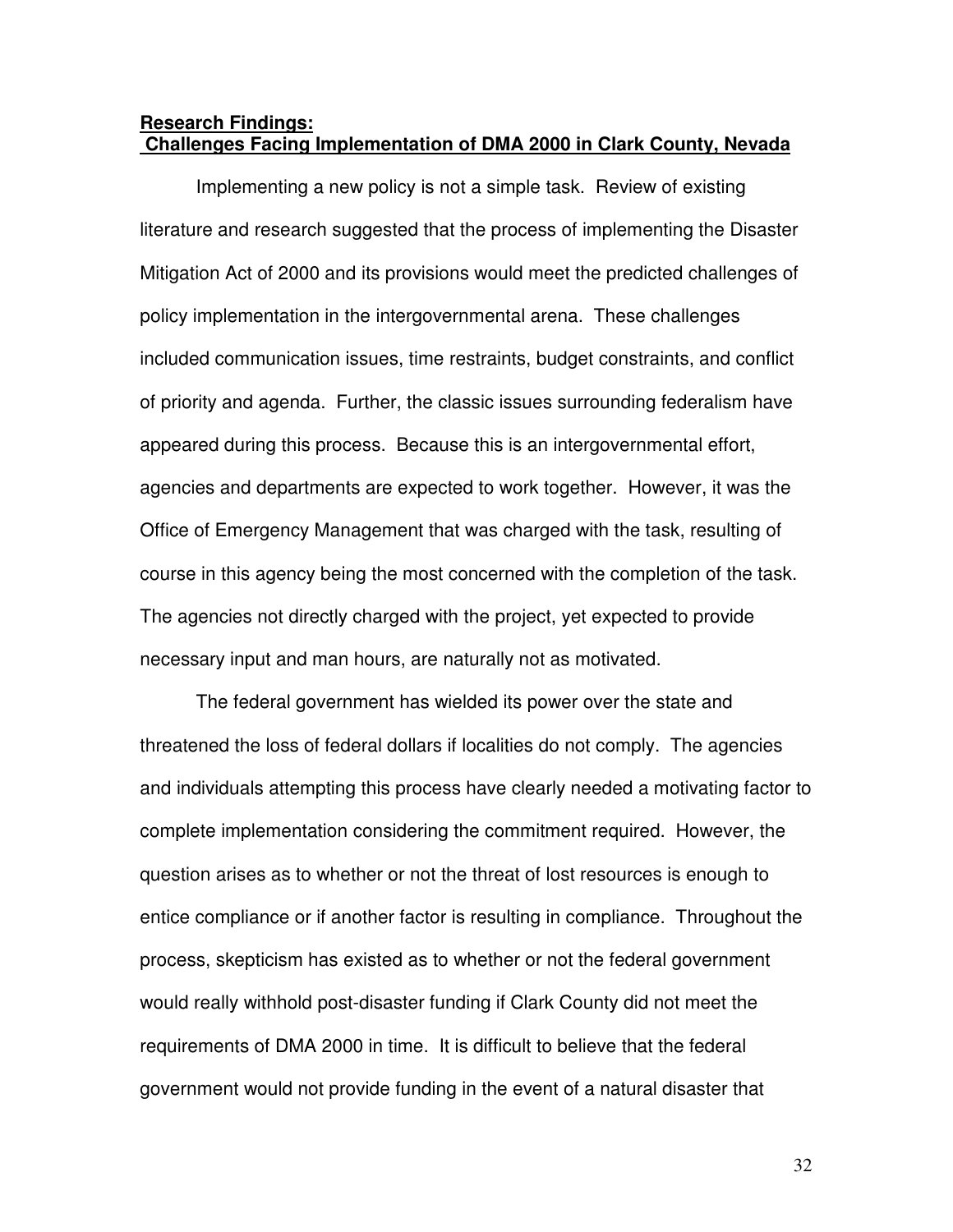**Research Findings:**
**Challenges Facing Implementation of DMA 2000 in Clark County, Nevada**

Implementing a new policy is not a simple task. Review of existing literature and research suggested that the process of implementing the Disaster Mitigation Act of 2000 and its provisions would meet the predicted challenges of policy implementation in the intergovernmental arena. These challenges included communication issues, time restraints, budget constraints, and conflict of priority and agenda. Further, the classic issues surrounding federalism have appeared during this process. Because this is an intergovernmental effort, agencies and departments are expected to work together. However, it was the Office of Emergency Management that was charged with the task, resulting of course in this agency being the most concerned with the completion of the task. The agencies not directly charged with the project, yet expected to provide necessary input and man hours, are naturally not as motivated.

The federal government has wielded its power over the state and threatened the loss of federal dollars if localities do not comply. The agencies and individuals attempting this process have clearly needed a motivating factor to complete implementation considering the commitment required. However, the question arises as to whether or not the threat of lost resources is enough to entice compliance or if another factor is resulting in compliance. Throughout the process, skepticism has existed as to whether or not the federal government would really withhold post-disaster funding if Clark County did not meet the requirements of DMA 2000 in time. It is difficult to believe that the federal government would not provide funding in the event of a natural disaster that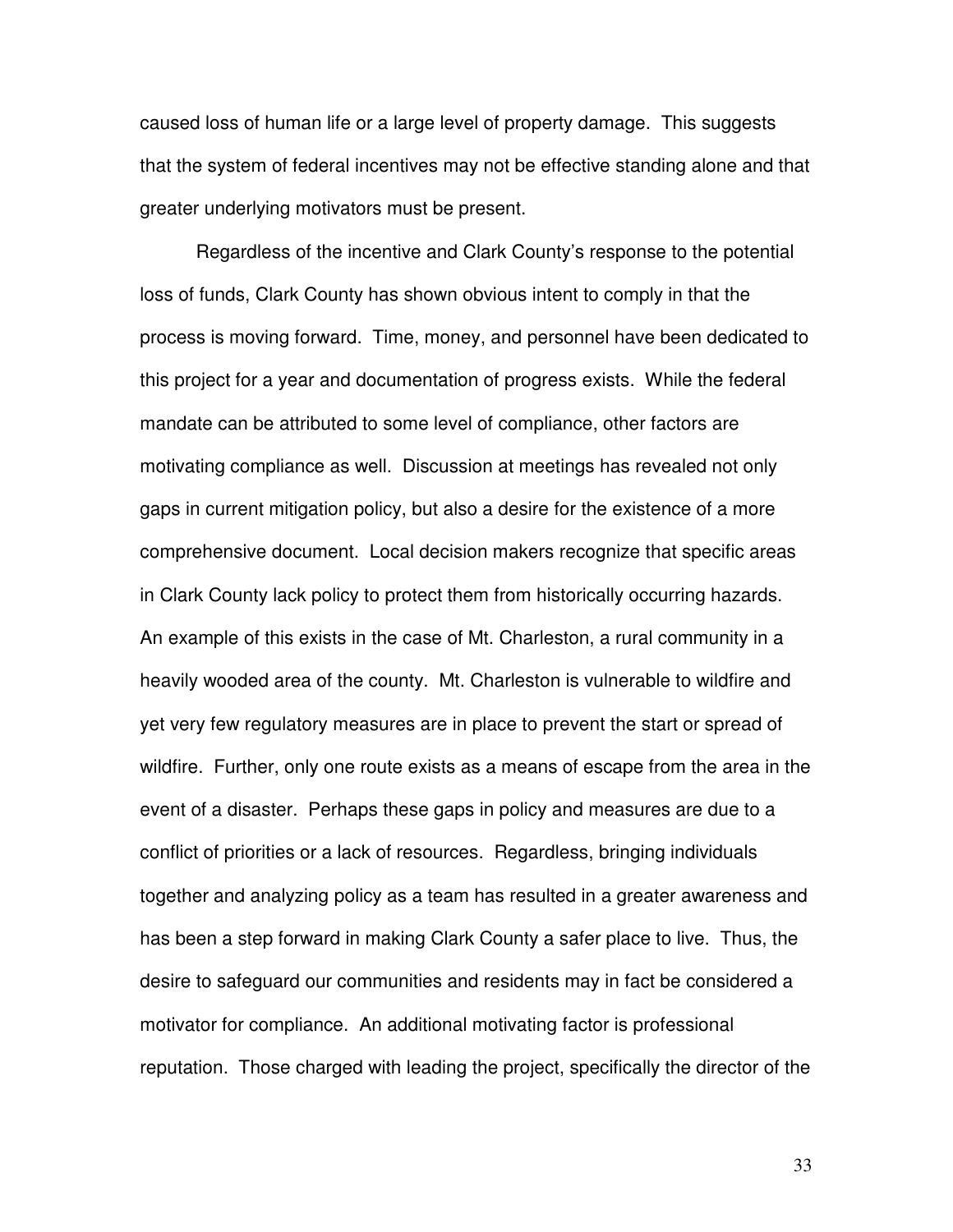caused loss of human life or a large level of property damage. This suggests that the system of federal incentives may not be effective standing alone and that greater underlying motivators must be present.

Regardless of the incentive and Clark County's response to the potential loss of funds, Clark County has shown obvious intent to comply in that the process is moving forward. Time, money, and personnel have been dedicated to this project for a year and documentation of progress exists. While the federal mandate can be attributed to some level of compliance, other factors are motivating compliance as well. Discussion at meetings has revealed not only gaps in current mitigation policy, but also a desire for the existence of a more comprehensive document. Local decision makers recognize that specific areas in Clark County lack policy to protect them from historically occurring hazards. An example of this exists in the case of Mt. Charleston, a rural community in a heavily wooded area of the county. Mt. Charleston is vulnerable to wildfire and yet very few regulatory measures are in place to prevent the start or spread of wildfire. Further, only one route exists as a means of escape from the area in the event of a disaster. Perhaps these gaps in policy and measures are due to a conflict of priorities or a lack of resources. Regardless, bringing individuals together and analyzing policy as a team has resulted in a greater awareness and has been a step forward in making Clark County a safer place to live. Thus, the desire to safeguard our communities and residents may in fact be considered a motivator for compliance. An additional motivating factor is professional reputation. Those charged with leading the project, specifically the director of the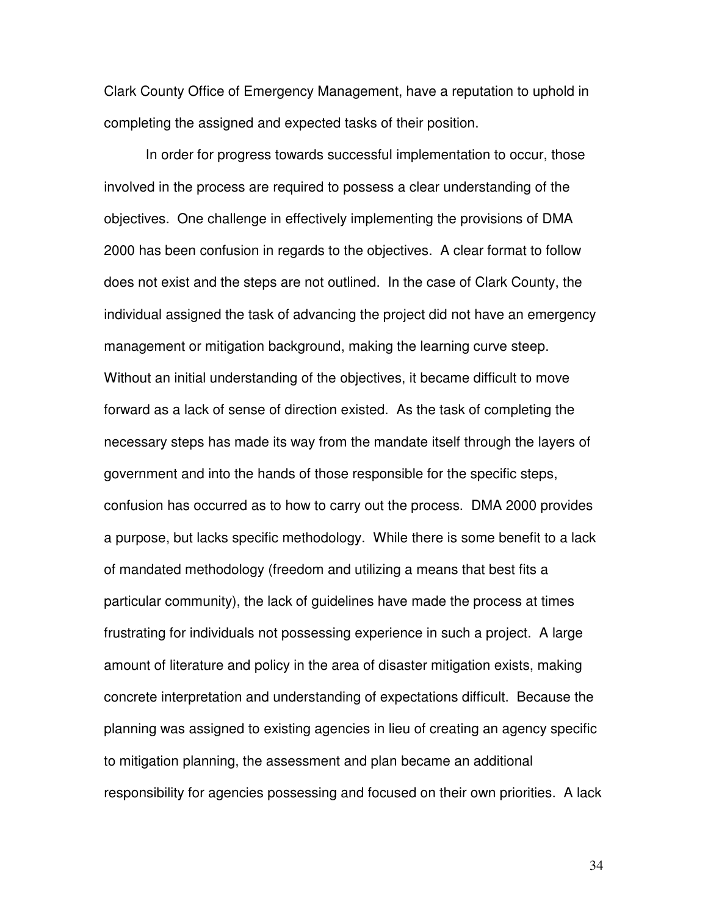Clark County Office of Emergency Management, have a reputation to uphold in completing the assigned and expected tasks of their position.

In order for progress towards successful implementation to occur, those involved in the process are required to possess a clear understanding of the objectives. One challenge in effectively implementing the provisions of DMA 2000 has been confusion in regards to the objectives. A clear format to follow does not exist and the steps are not outlined. In the case of Clark County, the individual assigned the task of advancing the project did not have an emergency management or mitigation background, making the learning curve steep. Without an initial understanding of the objectives, it became difficult to move forward as a lack of sense of direction existed. As the task of completing the necessary steps has made its way from the mandate itself through the layers of government and into the hands of those responsible for the specific steps, confusion has occurred as to how to carry out the process. DMA 2000 provides a purpose, but lacks specific methodology. While there is some benefit to a lack of mandated methodology (freedom and utilizing a means that best fits a particular community), the lack of guidelines have made the process at times frustrating for individuals not possessing experience in such a project. A large amount of literature and policy in the area of disaster mitigation exists, making concrete interpretation and understanding of expectations difficult. Because the planning was assigned to existing agencies in lieu of creating an agency specific to mitigation planning, the assessment and plan became an additional responsibility for agencies possessing and focused on their own priorities. A lack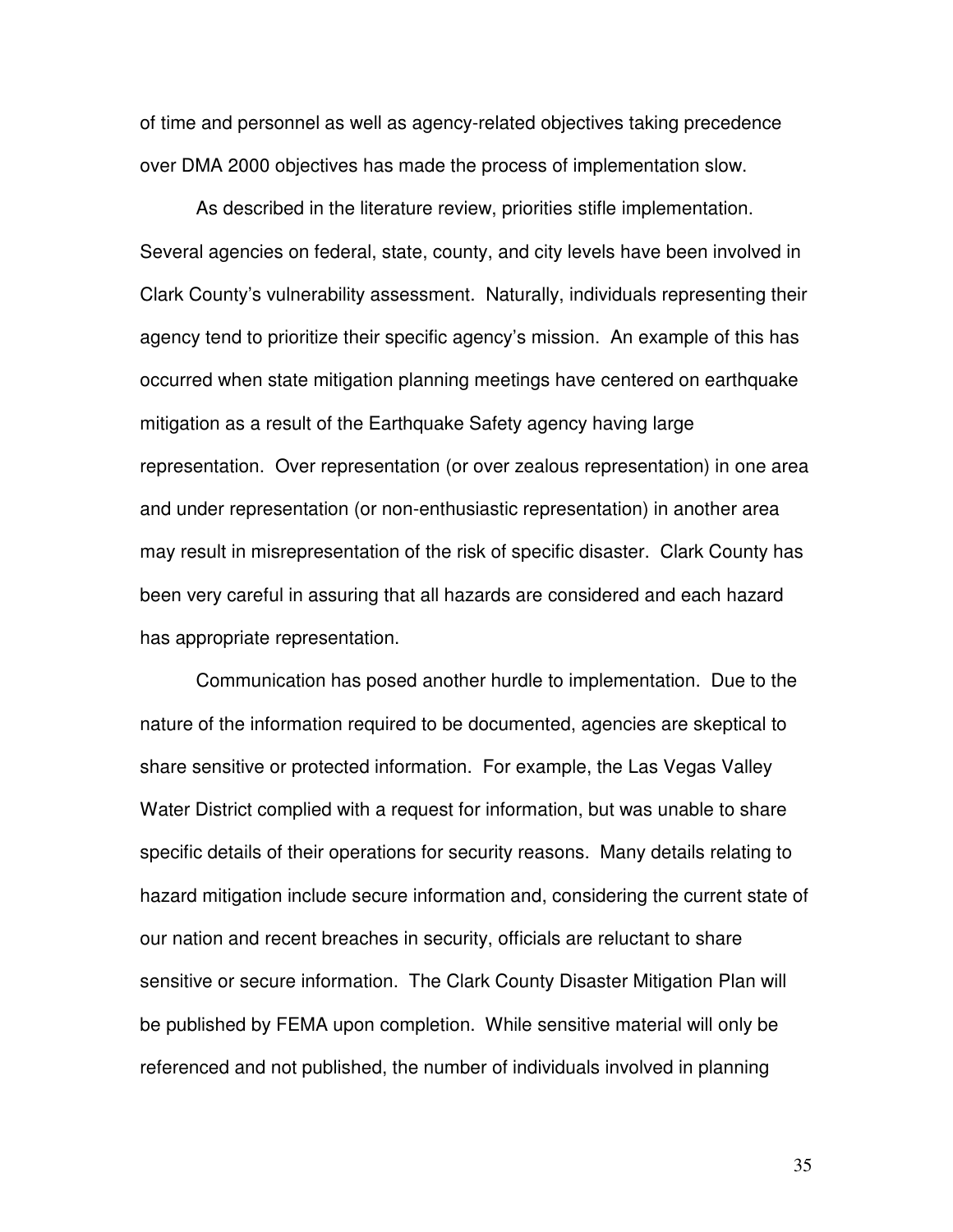of time and personnel as well as agency-related objectives taking precedence over DMA 2000 objectives has made the process of implementation slow.

As described in the literature review, priorities stifle implementation. Several agencies on federal, state, county, and city levels have been involved in Clark County's vulnerability assessment. Naturally, individuals representing their agency tend to prioritize their specific agency's mission. An example of this has occurred when state mitigation planning meetings have centered on earthquake mitigation as a result of the Earthquake Safety agency having large representation. Over representation (or over zealous representation) in one area and under representation (or non-enthusiastic representation) in another area may result in misrepresentation of the risk of specific disaster. Clark County has been very careful in assuring that all hazards are considered and each hazard has appropriate representation.

Communication has posed another hurdle to implementation. Due to the nature of the information required to be documented, agencies are skeptical to share sensitive or protected information. For example, the Las Vegas Valley Water District complied with a request for information, but was unable to share specific details of their operations for security reasons. Many details relating to hazard mitigation include secure information and, considering the current state of our nation and recent breaches in security, officials are reluctant to share sensitive or secure information. The Clark County Disaster Mitigation Plan will be published by FEMA upon completion. While sensitive material will only be referenced and not published, the number of individuals involved in planning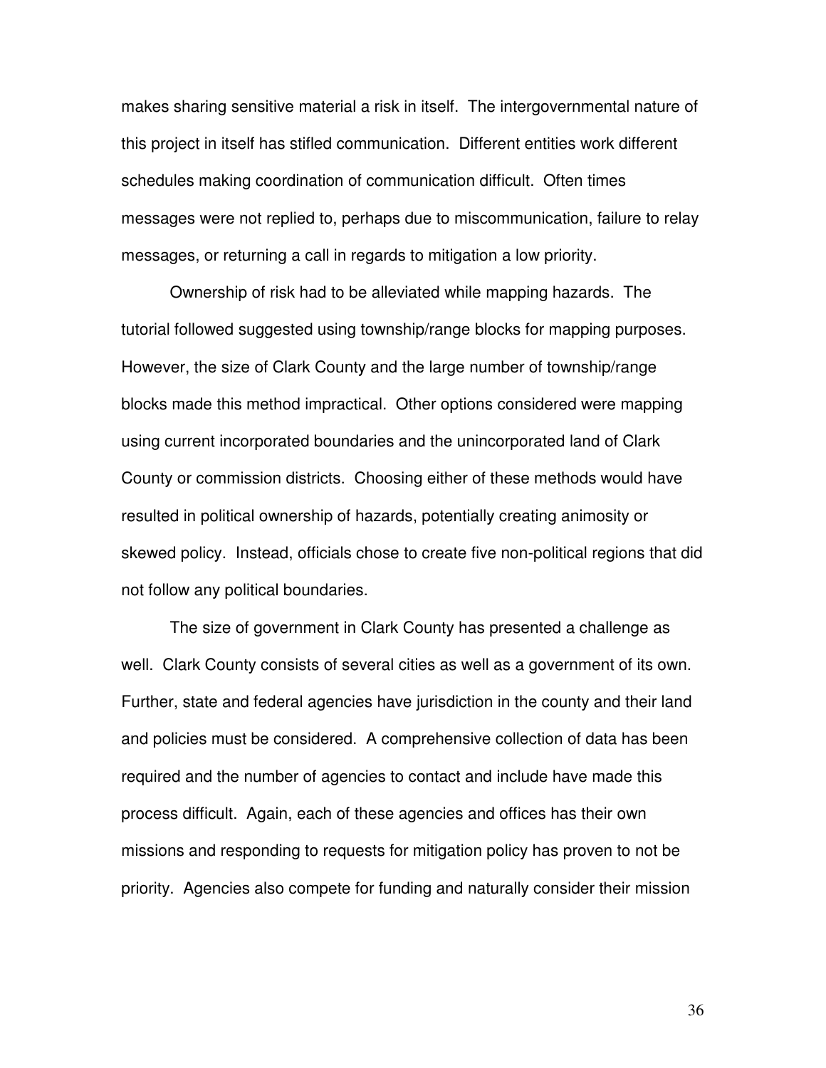makes sharing sensitive material a risk in itself. The intergovernmental nature of this project in itself has stifled communication. Different entities work different schedules making coordination of communication difficult. Often times messages were not replied to, perhaps due to miscommunication, failure to relay messages, or returning a call in regards to mitigation a low priority.

Ownership of risk had to be alleviated while mapping hazards. The tutorial followed suggested using township/range blocks for mapping purposes. However, the size of Clark County and the large number of township/range blocks made this method impractical. Other options considered were mapping using current incorporated boundaries and the unincorporated land of Clark County or commission districts. Choosing either of these methods would have resulted in political ownership of hazards, potentially creating animosity or skewed policy. Instead, officials chose to create five non-political regions that did not follow any political boundaries.

The size of government in Clark County has presented a challenge as well. Clark County consists of several cities as well as a government of its own. Further, state and federal agencies have jurisdiction in the county and their land and policies must be considered. A comprehensive collection of data has been required and the number of agencies to contact and include have made this process difficult. Again, each of these agencies and offices has their own missions and responding to requests for mitigation policy has proven to not be priority. Agencies also compete for funding and naturally consider their mission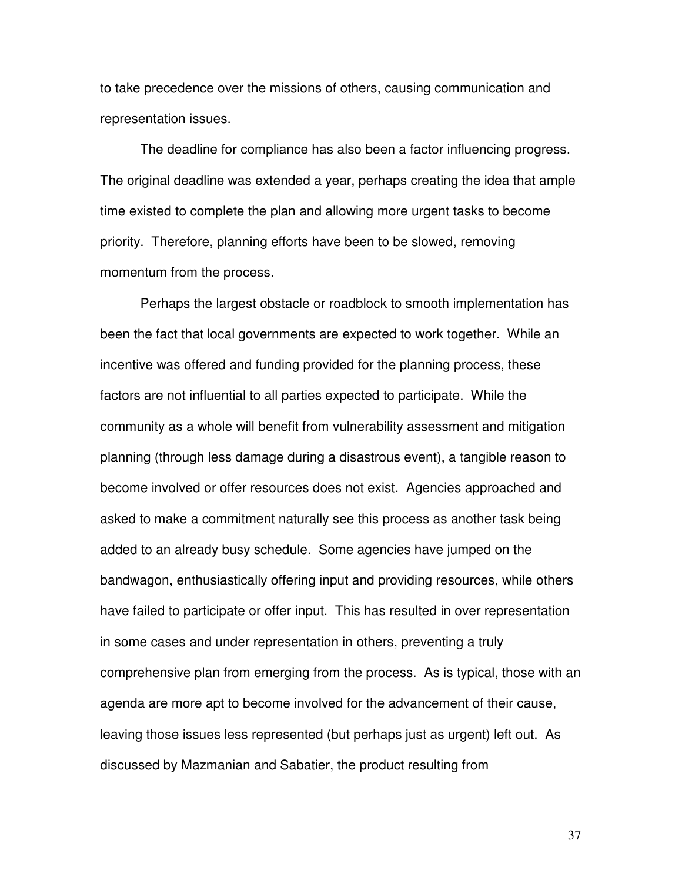to take precedence over the missions of others, causing communication and representation issues.

The deadline for compliance has also been a factor influencing progress. The original deadline was extended a year, perhaps creating the idea that ample time existed to complete the plan and allowing more urgent tasks to become priority. Therefore, planning efforts have been to be slowed, removing momentum from the process.

Perhaps the largest obstacle or roadblock to smooth implementation has been the fact that local governments are expected to work together. While an incentive was offered and funding provided for the planning process, these factors are not influential to all parties expected to participate. While the community as a whole will benefit from vulnerability assessment and mitigation planning (through less damage during a disastrous event), a tangible reason to become involved or offer resources does not exist. Agencies approached and asked to make a commitment naturally see this process as another task being added to an already busy schedule. Some agencies have jumped on the bandwagon, enthusiastically offering input and providing resources, while others have failed to participate or offer input. This has resulted in over representation in some cases and under representation in others, preventing a truly comprehensive plan from emerging from the process. As is typical, those with an agenda are more apt to become involved for the advancement of their cause, leaving those issues less represented (but perhaps just as urgent) left out. As discussed by Mazmanian and Sabatier, the product resulting from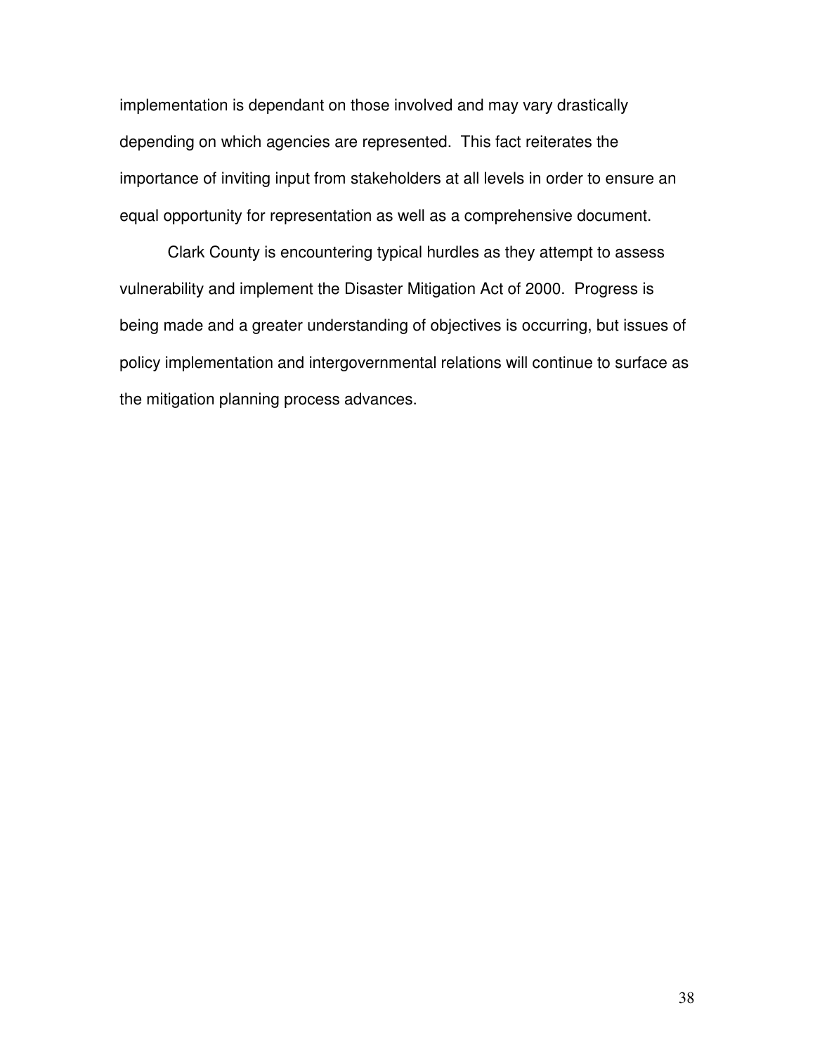implementation is dependant on those involved and may vary drastically depending on which agencies are represented. This fact reiterates the importance of inviting input from stakeholders at all levels in order to ensure an equal opportunity for representation as well as a comprehensive document.

Clark County is encountering typical hurdles as they attempt to assess vulnerability and implement the Disaster Mitigation Act of 2000. Progress is being made and a greater understanding of objectives is occurring, but issues of policy implementation and intergovernmental relations will continue to surface as the mitigation planning process advances.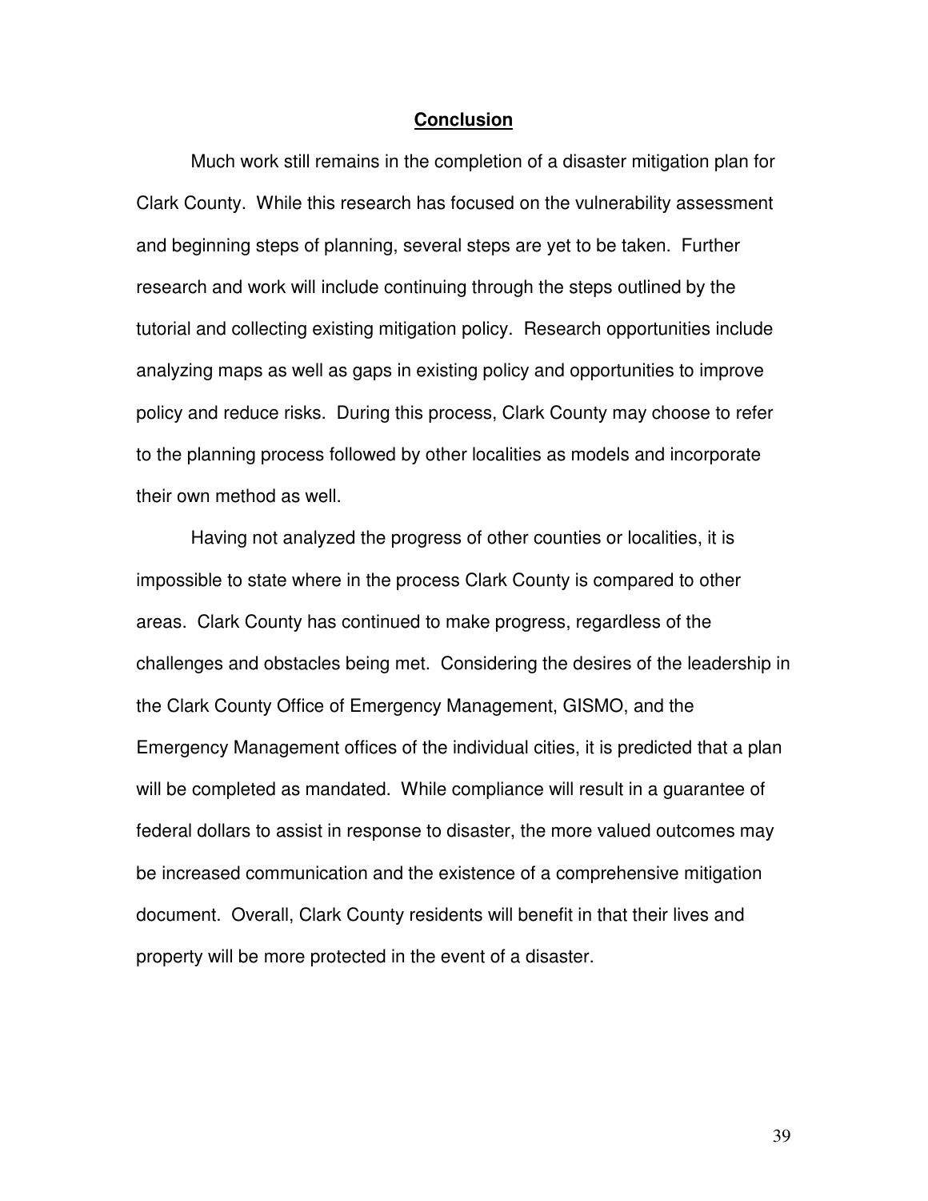## Conclusion

Much work still remains in the completion of a disaster mitigation plan for Clark County. While this research has focused on the vulnerability assessment and beginning steps of planning, several steps are yet to be taken. Further research and work will include continuing through the steps outlined by the tutorial and collecting existing mitigation policy. Research opportunities include analyzing maps as well as gaps in existing policy and opportunities to improve policy and reduce risks. During this process, Clark County may choose to refer to the planning process followed by other localities as models and incorporate their own method as well.

Having not analyzed the progress of other counties or localities, it is impossible to state where in the process Clark County is compared to other areas. Clark County has continued to make progress, regardless of the challenges and obstacles being met. Considering the desires of the leadership in the Clark County Office of Emergency Management, GISMO, and the Emergency Management offices of the individual cities, it is predicted that a plan will be completed as mandated. While compliance will result in a guarantee of federal dollars to assist in response to disaster, the more valued outcomes may be increased communication and the existence of a comprehensive mitigation document. Overall, Clark County residents will benefit in that their lives and property will be more protected in the event of a disaster.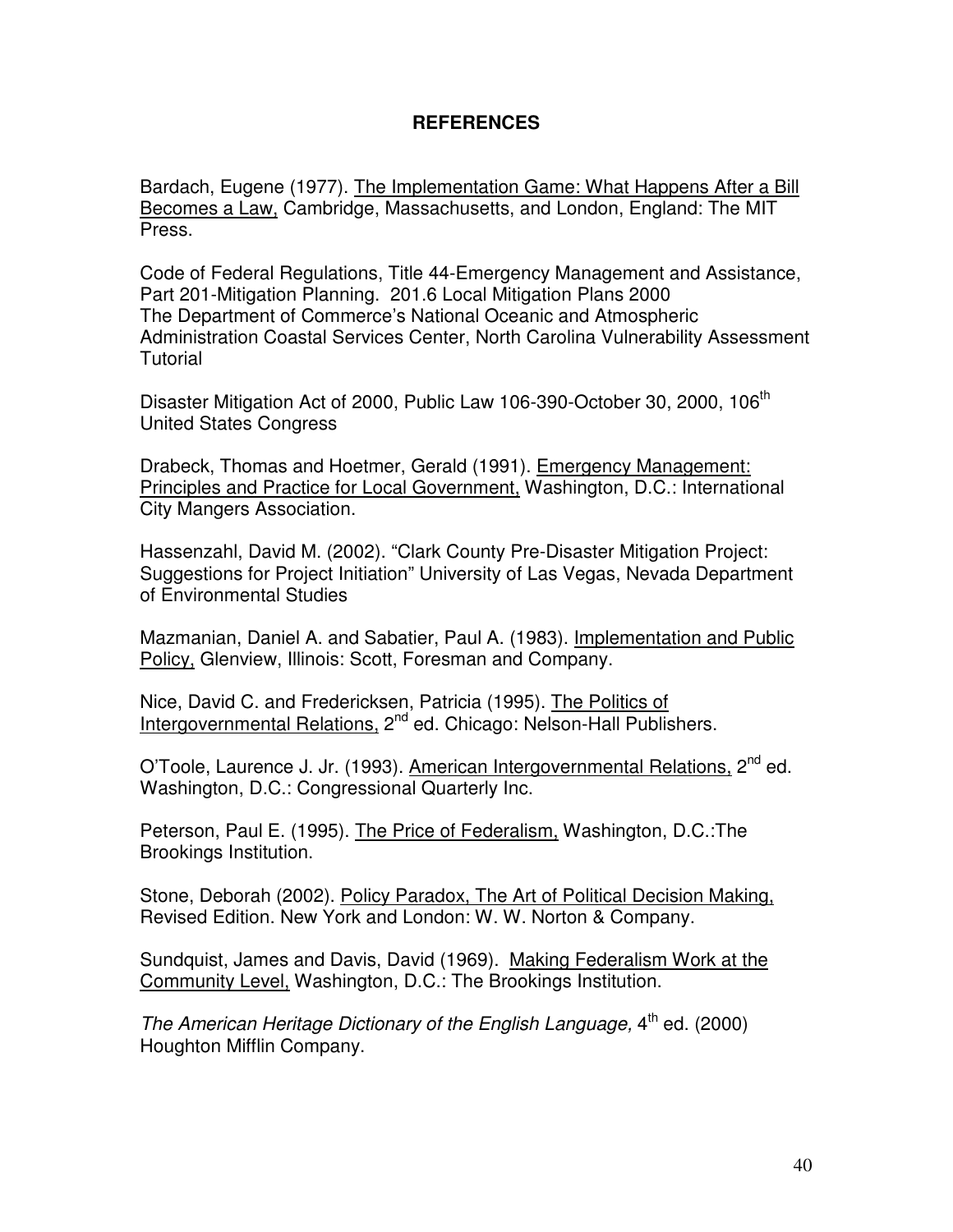# REFERENCES

Bardach, Eugene (1977). The Implementation Game: What Happens After a Bill Becomes a Law, Cambridge, Massachusetts, and London, England: The MIT Press.

Code of Federal Regulations, Title 44-Emergency Management and Assistance, Part 201-Mitigation Planning. 201.6 Local Mitigation Plans 2000
The Department of Commerce's National Oceanic and Atmospheric Administration Coastal Services Center, North Carolina Vulnerability Assessment Tutorial

Disaster Mitigation Act of 2000, Public Law 106-390-October 30, 2000, 106th United States Congress

Drabeck, Thomas and Hoetmer, Gerald (1991). Emergency Management: Principles and Practice for Local Government, Washington, D.C.: International City Mangers Association.

Hassenzahl, David M. (2002). "Clark County Pre-Disaster Mitigation Project: Suggestions for Project Initiation" University of Las Vegas, Nevada Department of Environmental Studies

Mazmanian, Daniel A. and Sabatier, Paul A. (1983). Implementation and Public Policy, Glenview, Illinois: Scott, Foresman and Company.

Nice, David C. and Fredericksen, Patricia (1995). The Politics of Intergovernmental Relations, 2nd ed. Chicago: Nelson-Hall Publishers.

O'Toole, Laurence J. Jr. (1993). American Intergovernmental Relations, 2nd ed. Washington, D.C.: Congressional Quarterly Inc.

Peterson, Paul E. (1995). The Price of Federalism, Washington, D.C.:The Brookings Institution.

Stone, Deborah (2002). Policy Paradox, The Art of Political Decision Making, Revised Edition. New York and London: W. W. Norton & Company.

Sundquist, James and Davis, David (1969). Making Federalism Work at the Community Level, Washington, D.C.: The Brookings Institution.

*The American Heritage Dictionary of the English Language,* 4th ed. (2000) Houghton Mifflin Company.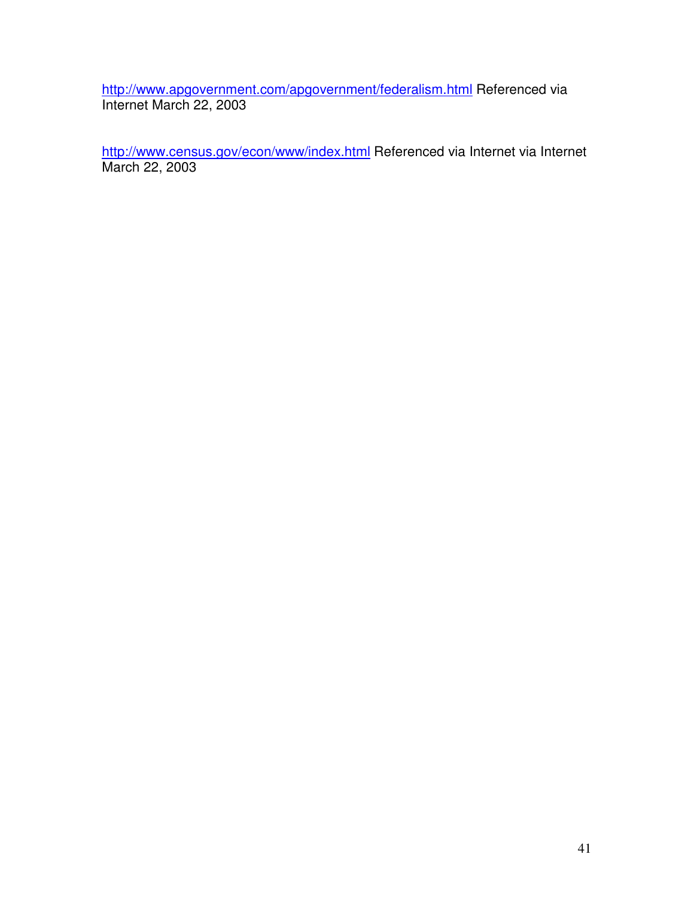http://www.apgovernment.com/apgovernment/federalism.html Referenced via Internet March 22, 2003

http://www.census.gov/econ/www/index.html Referenced via Internet via Internet March 22, 2003